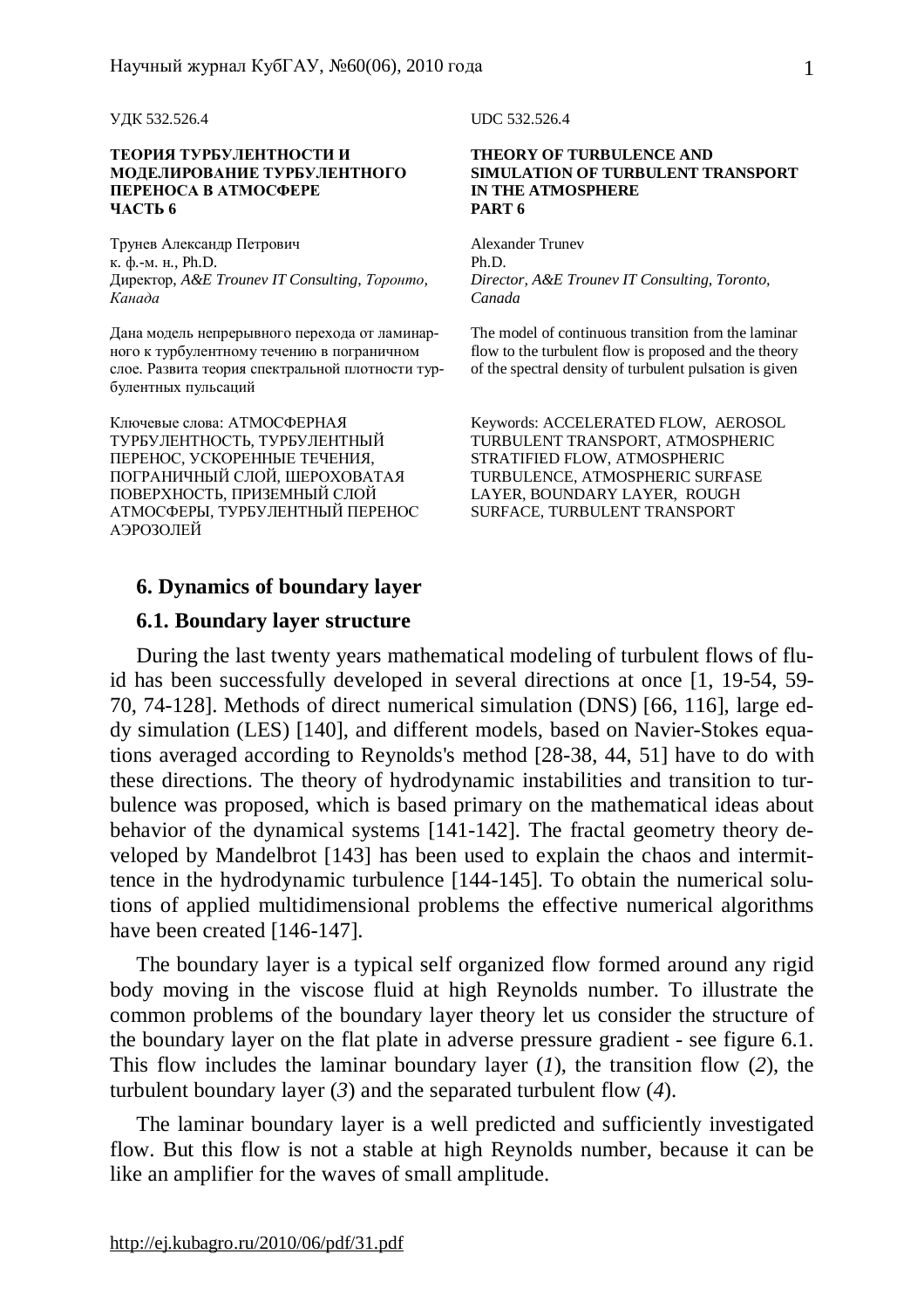УДК 532.526.4

**ТЕОРИЯ ТУРБУЛЕНТНОСТИ И МОДЕЛИРОВАНИЕ ТУРБУЛЕНТНОГО ПЕРЕНОСА В АТМОСФЕРЕ ЧАСТЬ 6**

Трунев Александр Петрович
к. ф.-м. н., Ph.D.
Директор, *A&E Trounev IT Consulting, Торонто, Канада*

Дана модель непрерывного перехода от ламинарного к турбулентному течению в пограничном слое. Развита теория спектральной плотности турбулентных пульсаций

Ключевые слова: АТМОСФЕРНАЯ ТУРБУЛЕНТНОСТЬ, ТУРБУЛЕНТНЫЙ ПЕРЕНОС, УСКОРЕННЫЕ ТЕЧЕНИЯ, ПОГРАНИЧНЫЙ СЛОЙ, ШЕРОХОВАТАЯ ПОВЕРХНОСТЬ, ПРИЗЕМНЫЙ СЛОЙ АТМОСФЕРЫ, ТУРБУЛЕНТНЫЙ ПЕРЕНОС АЭРОЗОЛЕЙ

UDC 532.526.4

**THEORY OF TURBULENCE AND SIMULATION OF TURBULENT TRANSPORT IN THE ATMOSPHERE PART 6**

Alexander Trunev
Ph.D.
*Director, A&E Trounev IT Consulting, Toronto, Canada*

The model of continuous transition from the laminar flow to the turbulent flow is proposed and the theory of the spectral density of turbulent pulsation is given

Keywords: ACCELERATED FLOW, AEROSOL TURBULENT TRANSPORT, ATMOSPHERIC STRATIFIED FLOW, ATMOSPHERIC TURBULENCE, ATMOSPHERIC SURFASE LAYER, BOUNDARY LAYER, ROUGH SURFACE, TURBULENT TRANSPORT

## 6. Dynamics of boundary layer

### 6.1. Boundary layer structure

During the last twenty years mathematical modeling of turbulent flows of fluid has been successfully developed in several directions at once [1, 19-54, 59-70, 74-128]. Methods of direct numerical simulation (DNS) [66, 116], large eddy simulation (LES) [140], and different models, based on Navier-Stokes equations averaged according to Reynolds's method [28-38, 44, 51] have to do with these directions. The theory of hydrodynamic instabilities and transition to turbulence was proposed, which is based primary on the mathematical ideas about behavior of the dynamical systems [141-142]. The fractal geometry theory developed by Mandelbrot [143] has been used to explain the chaos and intermittence in the hydrodynamic turbulence [144-145]. To obtain the numerical solutions of applied multidimensional problems the effective numerical algorithms have been created [146-147].

The boundary layer is a typical self organized flow formed around any rigid body moving in the viscose fluid at high Reynolds number. To illustrate the common problems of the boundary layer theory let us consider the structure of the boundary layer on the flat plate in adverse pressure gradient - see figure 6.1. This flow includes the laminar boundary layer (*1*), the transition flow (*2*), the turbulent boundary layer (*3*) and the separated turbulent flow (*4*).

The laminar boundary layer is a well predicted and sufficiently investigated flow. But this flow is not a stable at high Reynolds number, because it can be like an amplifier for the waves of small amplitude.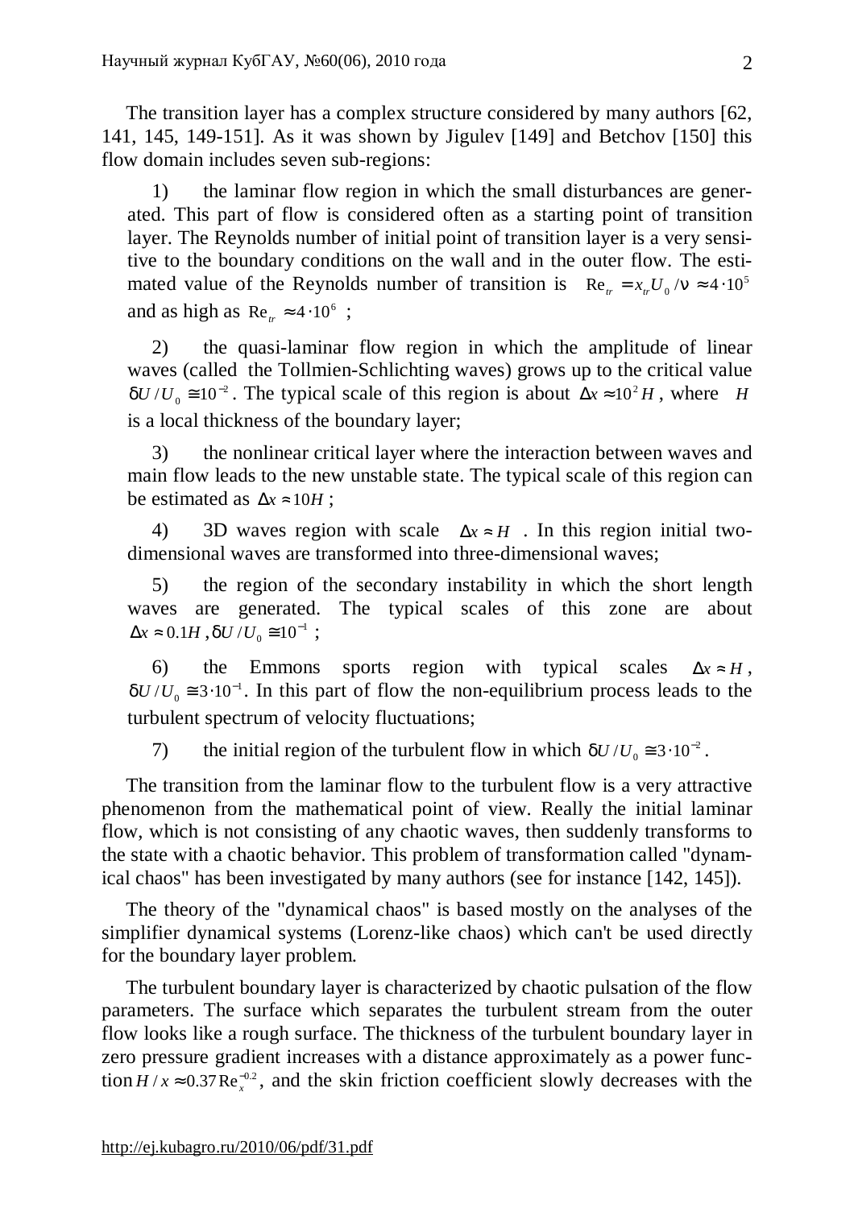The transition layer has a complex structure considered by many authors [62, 141, 145, 149-151]. As it was shown by Jigulev [149] and Betchov [150] this flow domain includes seven sub-regions:

1) the laminar flow region in which the small disturbances are generated. This part of flow is considered often as a starting point of transition layer. The Reynolds number of initial point of transition layer is a very sensitive to the boundary conditions on the wall and in the outer flow. The estimated value of the Reynolds number of transition is $\mathrm{Re}_{tr} = x_{tr} U_0 / \nu \approx 4 \cdot 10^5$ and as high as $\mathrm{Re}_{tr} \approx 4 \cdot 10^6$ ;

2) the quasi-laminar flow region in which the amplitude of linear waves (called the Tollmien-Schlichting waves) grows up to the critical value $\delta U / U_0 \cong 10^{-2}$. The typical scale of this region is about $\Delta x \approx 10^2 H$, where $H$ is a local thickness of the boundary layer;

3) the nonlinear critical layer where the interaction between waves and main flow leads to the new unstable state. The typical scale of this region can be estimated as $\Delta x \approx 10H$ ;

4) 3D waves region with scale $\Delta x \approx H$ . In this region initial two-dimensional waves are transformed into three-dimensional waves;

5) the region of the secondary instability in which the short length waves are generated. The typical scales of this zone are about $\Delta x \approx 0.1H$ , $\delta U / U_0 \cong 10^{-1}$ ;

6) the Emmons sports region with typical scales $\Delta x \approx H$, $\delta U / U_0 \cong 3 \cdot 10^{-1}$. In this part of flow the non-equilibrium process leads to the turbulent spectrum of velocity fluctuations;

7) the initial region of the turbulent flow in which $\delta U / U_0 \cong 3 \cdot 10^{-2}$.

The transition from the laminar flow to the turbulent flow is a very attractive phenomenon from the mathematical point of view. Really the initial laminar flow, which is not consisting of any chaotic waves, then suddenly transforms to the state with a chaotic behavior. This problem of transformation called "dynamical chaos" has been investigated by many authors (see for instance [142, 145]).

The theory of the "dynamical chaos" is based mostly on the analyses of the simplifier dynamical systems (Lorenz-like chaos) which can't be used directly for the boundary layer problem.

The turbulent boundary layer is characterized by chaotic pulsation of the flow parameters. The surface which separates the turbulent stream from the outer flow looks like a rough surface. The thickness of the turbulent boundary layer in zero pressure gradient increases with a distance approximately as a power function $H / x \approx 0.37 \mathrm{Re}_x^{-0.2}$, and the skin friction coefficient slowly decreases with the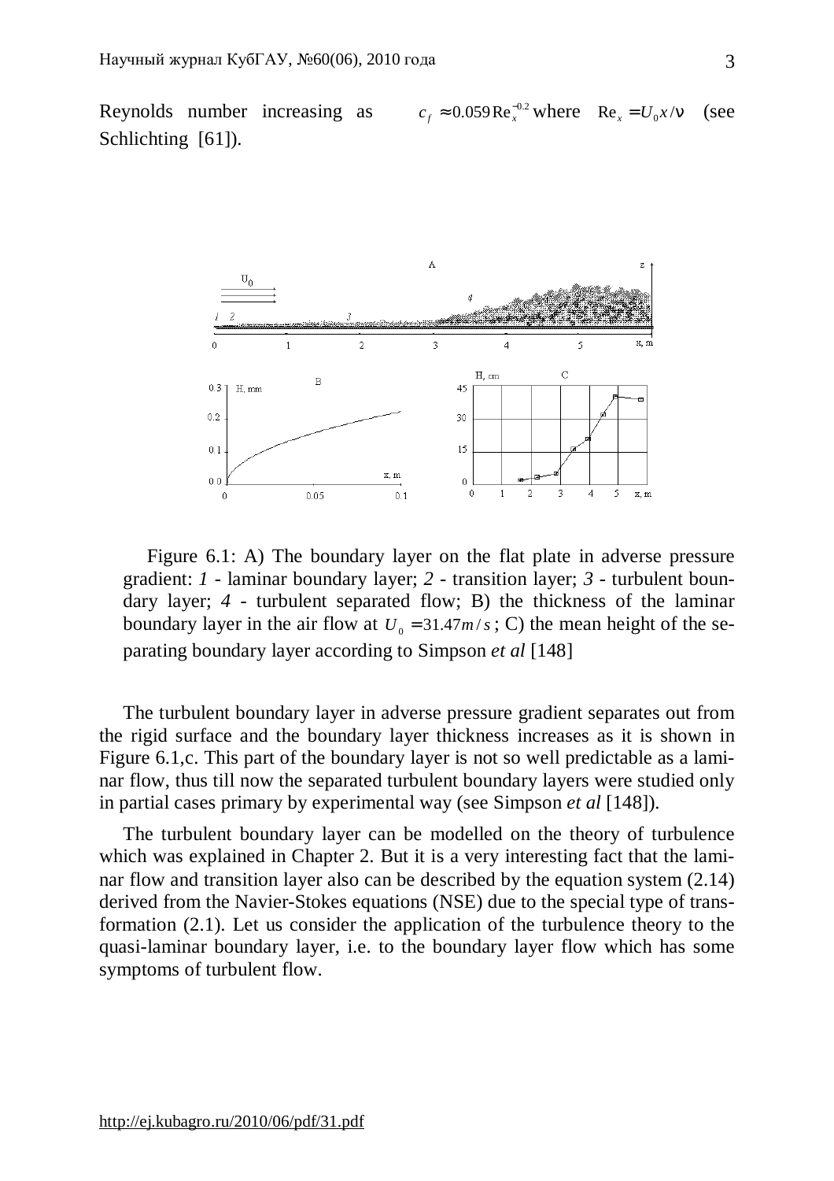Reynolds number increasing as $c_f \approx 0.059\,\mathrm{Re}_x^{-0.2}$ where $\mathrm{Re}_x = U_0 x/\nu$ (see Schlichting [61]).

Figure 6.1: A) The boundary layer on the flat plate in adverse pressure gradient: *1* - laminar boundary layer; *2* - transition layer; *3* - turbulent boundary layer; *4* - turbulent separated flow; B) the thickness of the laminar boundary layer in the air flow at $U_0 = 31.47 m/s$; C) the mean height of the separating boundary layer according to Simpson *et al* [148]

The turbulent boundary layer in adverse pressure gradient separates out from the rigid surface and the boundary layer thickness increases as it is shown in Figure 6.1,c. This part of the boundary layer is not so well predictable as a laminar flow, thus till now the separated turbulent boundary layers were studied only in partial cases primary by experimental way (see Simpson *et al* [148]).

The turbulent boundary layer can be modelled on the theory of turbulence which was explained in Chapter 2. But it is a very interesting fact that the laminar flow and transition layer also can be described by the equation system (2.14) derived from the Navier-Stokes equations (NSE) due to the special type of transformation (2.1). Let us consider the application of the turbulence theory to the quasi-laminar boundary layer, i.e. to the boundary layer flow which has some symptoms of turbulent flow.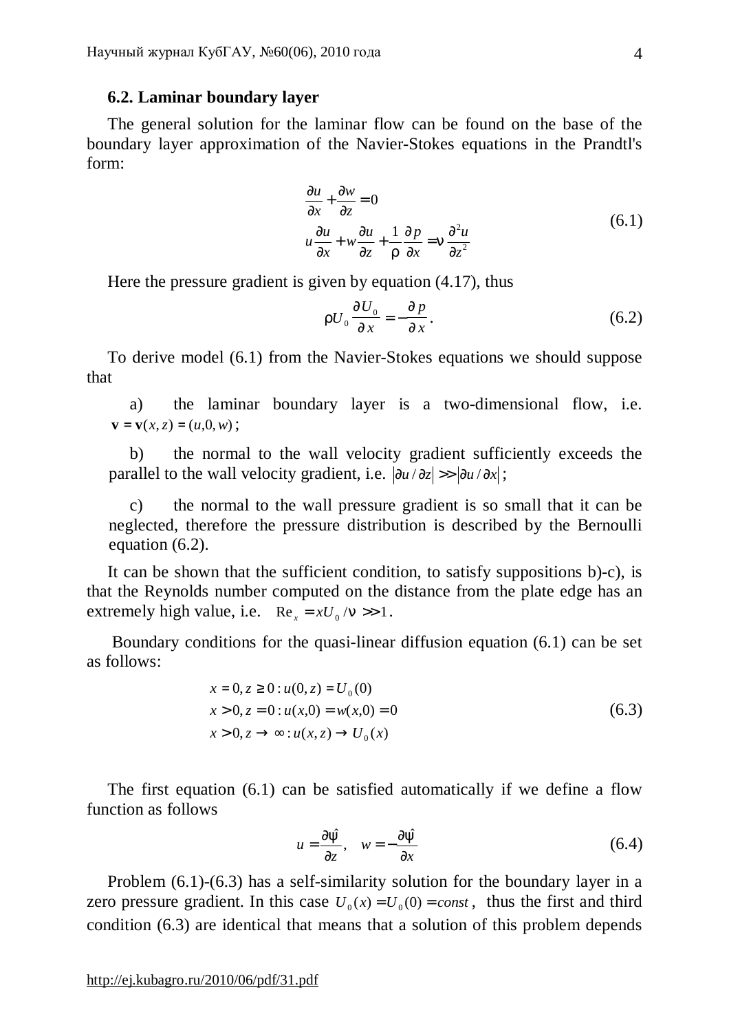### 6.2. Laminar boundary layer

The general solution for the laminar flow can be found on the base of the boundary layer approximation of the Navier-Stokes equations in the Prandtl's form:

$$
\begin{aligned}
&\frac{\partial u}{\partial x} + \frac{\partial w}{\partial z} = 0 \\
&u\frac{\partial u}{\partial x} + w\frac{\partial u}{\partial z} + \frac{1}{\rho}\frac{\partial p}{\partial x} = \nu\frac{\partial^2 u}{\partial z^2}
\end{aligned}
\tag{6.1}
$$

Here the pressure gradient is given by equation (4.17), thus

$$
\rho U_0 \frac{\partial U_0}{\partial x} = -\frac{\partial p}{\partial x}. \tag{6.2}
$$

To derive model (6.1) from the Navier-Stokes equations we should suppose that

a) the laminar boundary layer is a two-dimensional flow, i.e. $\mathbf{v} = \mathbf{v}(x,z) = (u,0,w)$;

b) the normal to the wall velocity gradient sufficiently exceeds the parallel to the wall velocity gradient, i.e. $|\partial u/\partial z| >> |\partial u/\partial x|$;

c) the normal to the wall pressure gradient is so small that it can be neglected, therefore the pressure distribution is described by the Bernoulli equation (6.2).

It can be shown that the sufficient condition, to satisfy suppositions b)-c), is that the Reynolds number computed on the distance from the plate edge has an extremely high value, i.e. $\mathrm{Re}_x = xU_0/\nu >> 1$.

Boundary conditions for the quasi-linear diffusion equation (6.1) can be set as follows:

$$
\begin{aligned}
&x = 0, z \ge 0 : u(0,z) = U_0(0) \\
&x > 0, z = 0 : u(x,0) = w(x,0) = 0 \\
&x > 0, z \to \infty : u(x,z) \to U_0(x)
\end{aligned}
\tag{6.3}
$$

The first equation (6.1) can be satisfied automatically if we define a flow function as follows

$$
u = \frac{\partial \hat{\psi}}{\partial z}, \quad w = -\frac{\partial \hat{\psi}}{\partial x} \tag{6.4}
$$

Problem (6.1)-(6.3) has a self-similarity solution for the boundary layer in a zero pressure gradient. In this case $U_0(x) = U_0(0) = const$, thus the first and third condition (6.3) are identical that means that a solution of this problem depends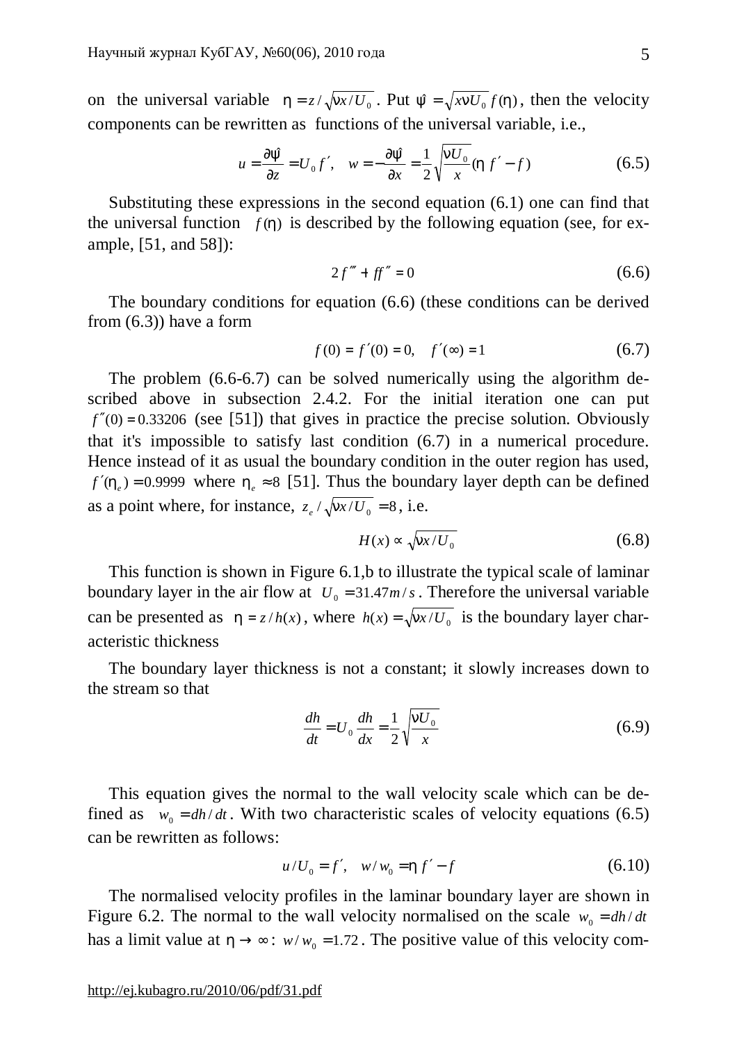on the universal variable $\eta = z/\sqrt{\nu x/U_0}$. Put $\hat{\psi} = \sqrt{x\nu U_0}\, f(\eta)$, then the velocity components can be rewritten as functions of the universal variable, i.e.,

$$u = \frac{\partial\hat{\psi}}{\partial z} = U_0 f', \quad w = -\frac{\partial\hat{\psi}}{\partial x} = \frac{1}{2}\sqrt{\frac{\nu U_0}{x}}(\eta f' - f) \tag{6.5}$$

Substituting these expressions in the second equation (6.1) one can find that the universal function $f(\eta)$ is described by the following equation (see, for example, [51, and 58]):

$$2f''' + ff'' = 0 \tag{6.6}$$

The boundary conditions for equation (6.6) (these conditions can be derived from (6.3)) have a form

$$f(0) = f'(0) = 0, \quad f'(\infty) = 1 \tag{6.7}$$

The problem (6.6-6.7) can be solved numerically using the algorithm described above in subsection 2.4.2. For the initial iteration one can put $f''(0) = 0.33206$ (see [51]) that gives in practice the precise solution. Obviously that it's impossible to satisfy last condition (6.7) in a numerical procedure. Hence instead of it as usual the boundary condition in the outer region has used, $f'(\eta_e) = 0.9999$ where $\eta_e \approx 8$ [51]. Thus the boundary layer depth can be defined as a point where, for instance, $z_e/\sqrt{\nu x/U_0} = 8$, i.e.

$$H(x) \propto \sqrt{\nu x/U_0} \tag{6.8}$$

This function is shown in Figure 6.1,b to illustrate the typical scale of laminar boundary layer in the air flow at $U_0 = 31.47 m/s$. Therefore the universal variable can be presented as $\eta = z/h(x)$, where $h(x) = \sqrt{\nu x/U_0}$ is the boundary layer characteristic thickness

The boundary layer thickness is not a constant; it slowly increases down to the stream so that

$$\frac{dh}{dt} = U_0 \frac{dh}{dx} = \frac{1}{2}\sqrt{\frac{\nu U_0}{x}} \tag{6.9}$$

This equation gives the normal to the wall velocity scale which can be defined as $w_0 = dh/dt$. With two characteristic scales of velocity equations (6.5) can be rewritten as follows:

$$u/U_0 = f', \quad w/w_0 = \eta f' - f \tag{6.10}$$

The normalised velocity profiles in the laminar boundary layer are shown in Figure 6.2. The normal to the wall velocity normalised on the scale $w_0 = dh/dt$ has a limit value at $\eta \to \infty$: $w/w_0 = 1.72$. The positive value of this velocity com-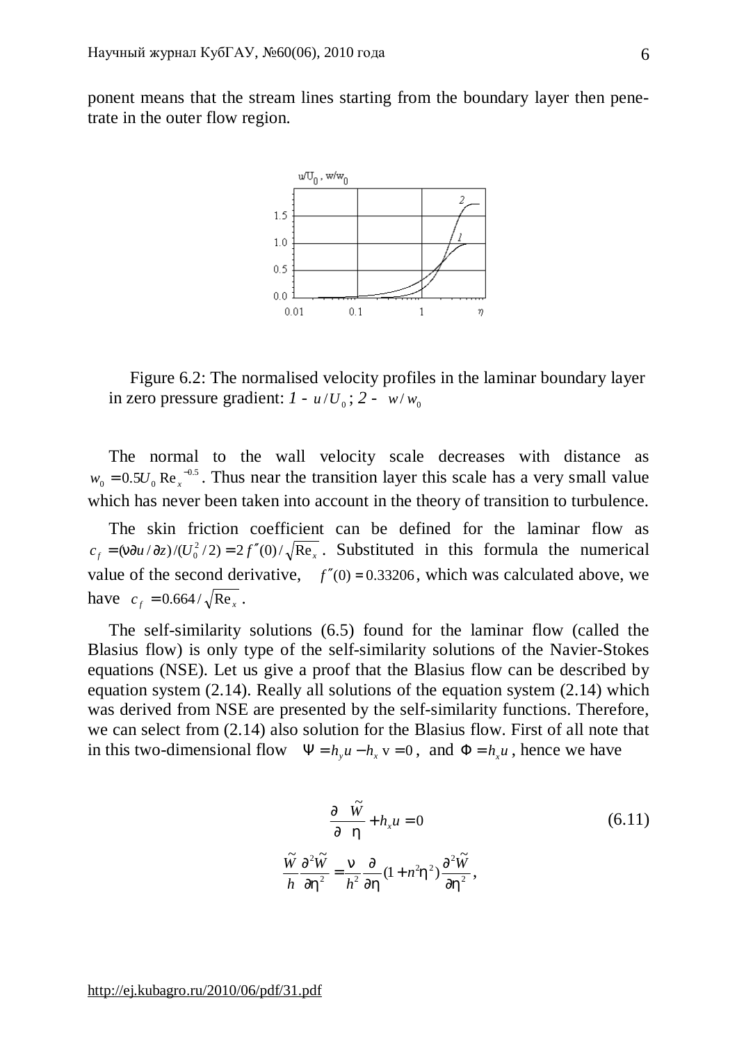ponent means that the stream lines starting from the boundary layer then penetrate in the outer flow region.

Figure 6.2: The normalised velocity profiles in the laminar boundary layer in zero pressure gradient: *1* - $u/U_0$; *2* - $w/w_0$

The normal to the wall velocity scale decreases with distance as $w_0 = 0.5U_0 \operatorname{Re}_x^{-0.5}$. Thus near the transition layer this scale has a very small value which has never been taken into account in the theory of transition to turbulence.

The skin friction coefficient can be defined for the laminar flow as $c_f = (\nu\partial u/\partial z)/(U_0^2/2) = 2f''(0)/\sqrt{\operatorname{Re}_x}$. Substituted in this formula the numerical value of the second derivative, $f''(0) = 0.33206$, which was calculated above, we have $c_f = 0.664/\sqrt{\operatorname{Re}_x}$.

The self-similarity solutions (6.5) found for the laminar flow (called the Blasius flow) is only type of the self-similarity solutions of the Navier-Stokes equations (NSE). Let us give a proof that the Blasius flow can be described by equation system (2.14). Really all solutions of the equation system (2.14) which was derived from NSE are presented by the self-similarity functions. Therefore, we can select from (2.14) also solution for the Blasius flow. First of all note that in this two-dimensional flow $\Psi = h_y u - h_x \mathrm{v} = 0$, and $\Phi = h_x u$, hence we have

$$\frac{\partial \tilde{W}}{\partial \eta} + h_x u = 0 \tag{6.11}$$

$$\frac{\tilde{W}}{h}\frac{\partial^2 \tilde{W}}{\partial \eta^2} = \frac{\nu}{h^2}\frac{\partial}{\partial \eta}(1 + n^2\eta^2)\frac{\partial^2 \tilde{W}}{\partial \eta^2},$$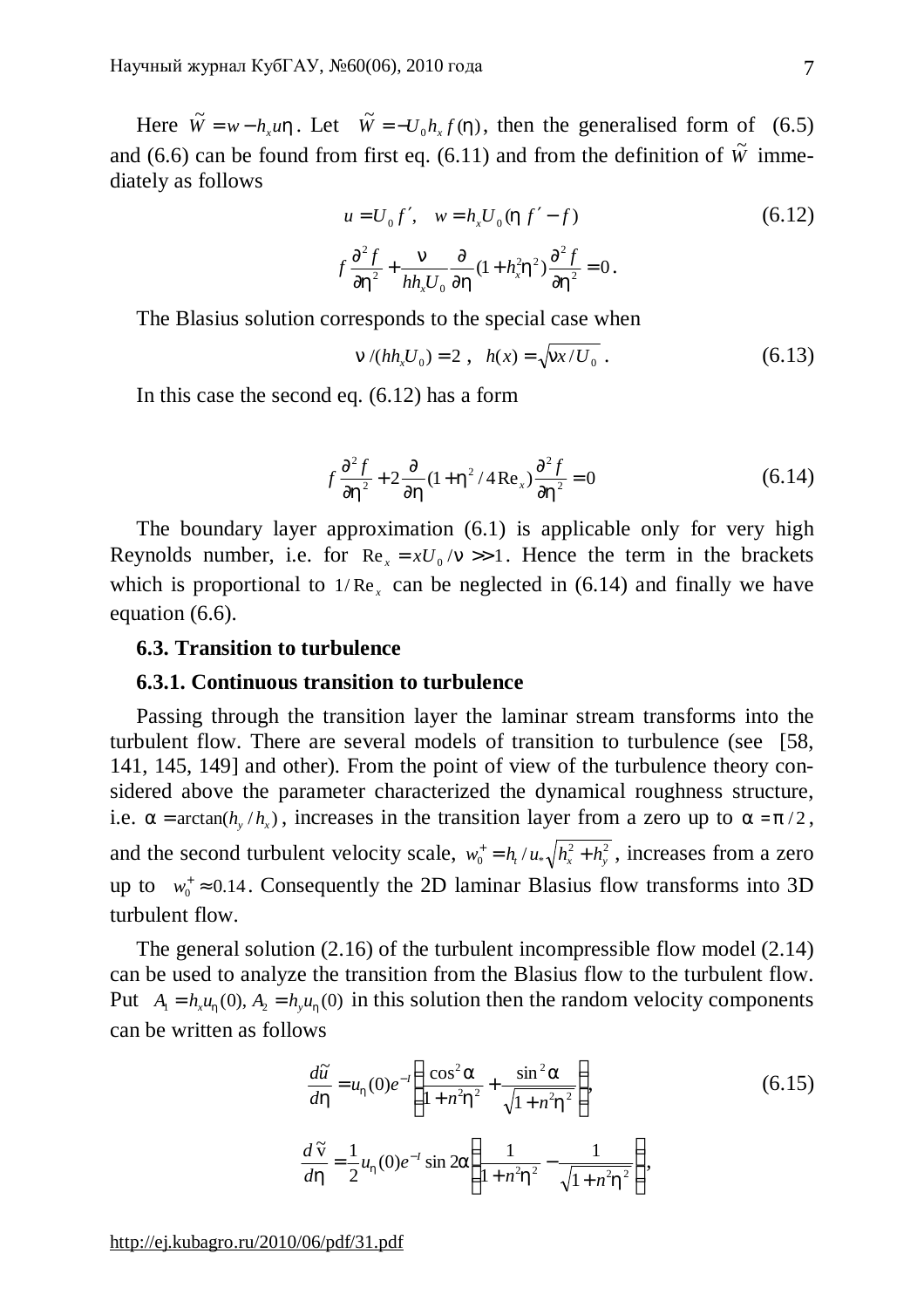Here $\tilde{W} = w - h_x u\eta$. Let $\tilde{W} = -U_0 h_x f(\eta)$, then the generalised form of (6.5) and (6.6) can be found from first eq. (6.11) and from the definition of $\tilde{W}$ immediately as follows

$$u = U_0 f', \quad w = h_x U_0 (\eta f' - f) \tag{6.12}$$

$$f\frac{\partial^2 f}{\partial \eta^2} + \frac{\nu}{h h_x U_0}\frac{\partial}{\partial \eta}(1 + h_x^2 \eta^2)\frac{\partial^2 f}{\partial \eta^2} = 0.$$

The Blasius solution corresponds to the special case when

$$\nu/(h h_x U_0) = 2, \quad h(x) = \sqrt{\nu x / U_0}. \tag{6.13}$$

In this case the second eq. (6.12) has a form

$$f\frac{\partial^2 f}{\partial \eta^2} + 2\frac{\partial}{\partial \eta}(1 + \eta^2 / 4\,\mathrm{Re}_x)\frac{\partial^2 f}{\partial \eta^2} = 0 \tag{6.14}$$

The boundary layer approximation (6.1) is applicable only for very high Reynolds number, i.e. for $\mathrm{Re}_x = xU_0/\nu >> 1$. Hence the term in the brackets which is proportional to $1/\mathrm{Re}_x$ can be neglected in (6.14) and finally we have equation (6.6).

### 6.3. Transition to turbulence

#### 6.3.1. Continuous transition to turbulence

Passing through the transition layer the laminar stream transforms into the turbulent flow. There are several models of transition to turbulence (see [58, 141, 145, 149] and other). From the point of view of the turbulence theory considered above the parameter characterized the dynamical roughness structure, i.e. $\alpha = \arctan(h_y / h_x)$, increases in the transition layer from a zero up to $\alpha = \pi/2$, and the second turbulent velocity scale, $w_0^+ = h_t / u_* \sqrt{h_x^2 + h_y^2}$, increases from a zero up to $w_0^+ \approx 0.14$. Consequently the 2D laminar Blasius flow transforms into 3D turbulent flow.

The general solution (2.16) of the turbulent incompressible flow model (2.14) can be used to analyze the transition from the Blasius flow to the turbulent flow. Put $A_1 = h_x u_\eta(0), A_2 = h_y u_\eta(0)$ in this solution then the random velocity components can be written as follows

$$\frac{d\tilde{u}}{d\eta} = u_\eta(0) e^{-I}\left(\frac{\cos^2\alpha}{1 + n^2\eta^2} + \frac{\sin^2\alpha}{\sqrt{1 + n^2\eta^2}}\right), \tag{6.15}$$

$$\frac{d\tilde{\mathrm{v}}}{d\eta} = \frac{1}{2}u_\eta(0) e^{-I}\sin 2\alpha\left(\frac{1}{1 + n^2\eta^2} - \frac{1}{\sqrt{1 + n^2\eta^2}}\right),$$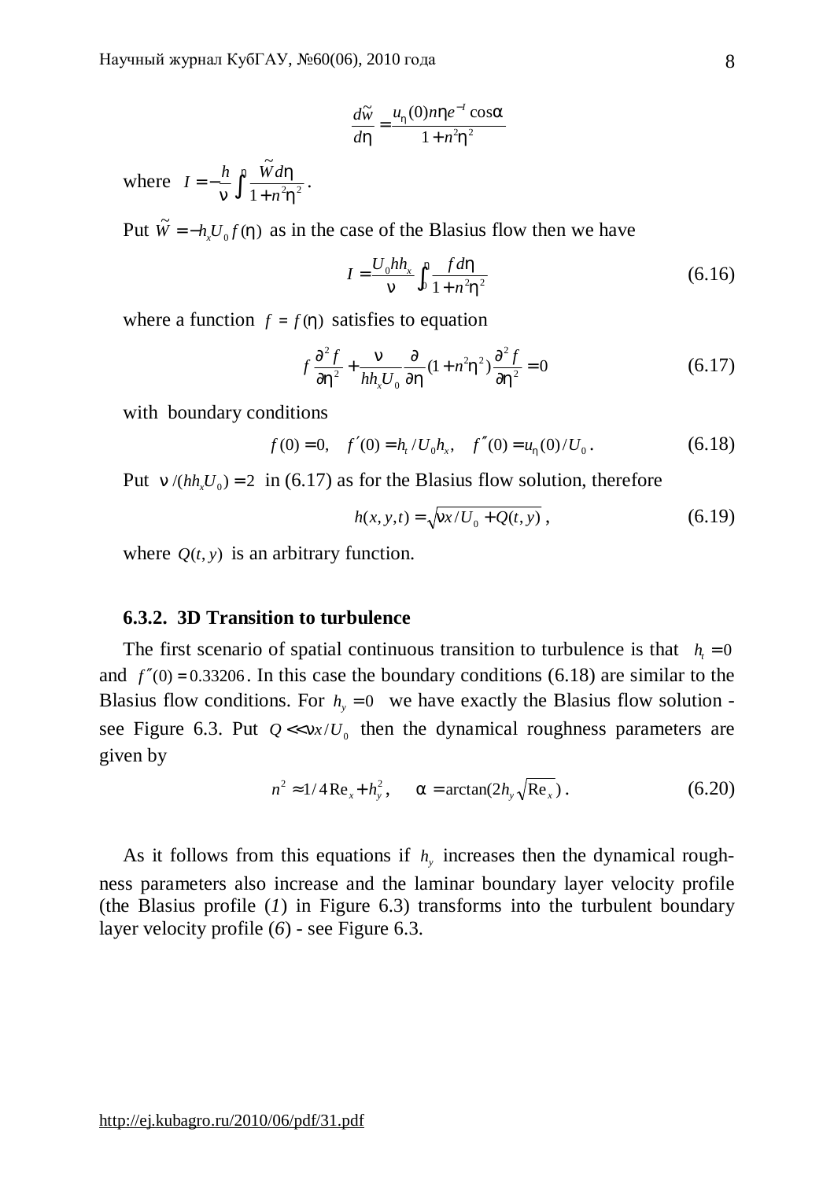$$\frac{d\tilde{w}}{d\eta} = \frac{u_\eta(0) n\eta e^{-I}\cos\alpha}{1 + n^2\eta^2}$$

where $I = -\frac{h}{\nu}\int_0^\eta \frac{\tilde{W} d\eta}{1 + n^2\eta^2}$.

Put $\tilde{W} = -h_x U_0 f(\eta)$ as in the case of the Blasius flow then we have

$$I = \frac{U_0 h h_x}{\nu}\int_0^\eta \frac{f d\eta}{1 + n^2\eta^2} \tag{6.16}$$

where a function $f = f(\eta)$ satisfies to equation

$$f\frac{\partial^2 f}{\partial\eta^2} + \frac{\nu}{h h_x U_0}\frac{\partial}{\partial\eta}(1 + n^2\eta^2)\frac{\partial^2 f}{\partial\eta^2} = 0 \tag{6.17}$$

with boundary conditions

$$f(0) = 0, \quad f'(0) = h_t / U_0 h_x, \quad f''(0) = u_\eta(0)/U_0 . \tag{6.18}$$

Put $\nu/(h h_x U_0) = 2$ in (6.17) as for the Blasius flow solution, therefore

$$h(x, y, t) = \sqrt{\nu x / U_0 + Q(t, y)} , \tag{6.19}$$

where $Q(t, y)$ is an arbitrary function.

### 6.3.2. 3D Transition to turbulence

The first scenario of spatial continuous transition to turbulence is that $h_t = 0$ and $f''(0) = 0.33206$. In this case the boundary conditions (6.18) are similar to the Blasius flow conditions. For $h_y = 0$ we have exactly the Blasius flow solution - see Figure 6.3. Put $Q << \nu x / U_0$ then the dynamical roughness parameters are given by

$$n^2 \approx 1/4\,\mathrm{Re}_x + h_y^2, \qquad \alpha = \arctan(2h_y\sqrt{\mathrm{Re}_x}) . \tag{6.20}$$

As it follows from this equations if $h_y$ increases then the dynamical roughness parameters also increase and the laminar boundary layer velocity profile (the Blasius profile (*1*) in Figure 6.3) transforms into the turbulent boundary layer velocity profile (*6*) - see Figure 6.3.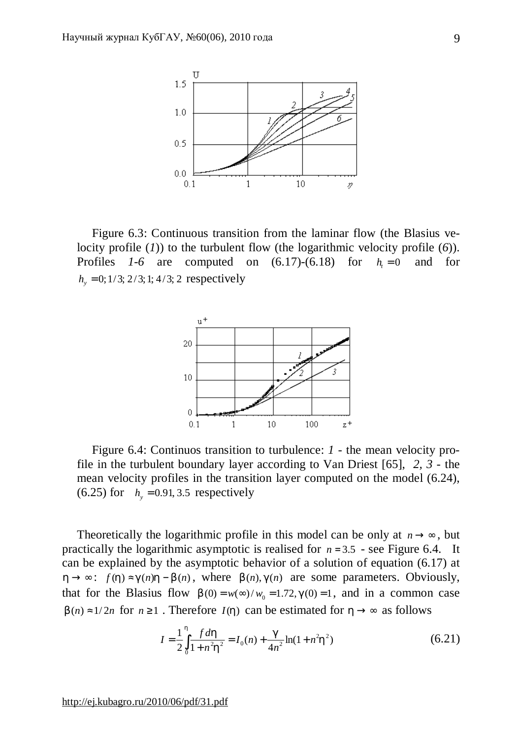Figure 6.3: Continuous transition from the laminar flow (the Blasius velocity profile (*1*)) to the turbulent flow (the logarithmic velocity profile (*6*)). Profiles *1-6* are computed on (6.17)-(6.18) for $h_t = 0$ and for $h_y = 0; 1/3; 2/3; 1; 4/3; 2$ respectively

Figure 6.4: Continuos transition to turbulence: *1* - the mean velocity profile in the turbulent boundary layer according to Van Driest [65], *2, 3* - the mean velocity profiles in the transition layer computed on the model (6.24), (6.25) for $h_y = 0.91, 3.5$ respectively

Theoretically the logarithmic profile in this model can be only at $n \to \infty$, but practically the logarithmic asymptotic is realised for $n = 3.5$ - see Figure 6.4. It can be explained by the asymptotic behavior of a solution of equation (6.17) at $\eta \to \infty$: $f(\eta) \approx \gamma(n)\eta - \beta(n)$, where $\beta(n), \gamma(n)$ are some parameters. Obviously, that for the Blasius flow $\beta(0) = w(\infty)/w_0 = 1.72, \gamma(0) = 1$, and in a common case $\beta(n) \approx 1/2n$ for $n \geq 1$. Therefore $I(\eta)$ can be estimated for $\eta \to \infty$ as follows

$$I = \frac{1}{2}\int_0^{\eta} \frac{f\,d\eta}{1 + n^2\eta^2} = I_0(n) + \frac{\gamma}{4n^2}\ln(1 + n^2\eta^2) \tag{6.21}$$

http://ej.kubagro.ru/2010/06/pdf/31.pdf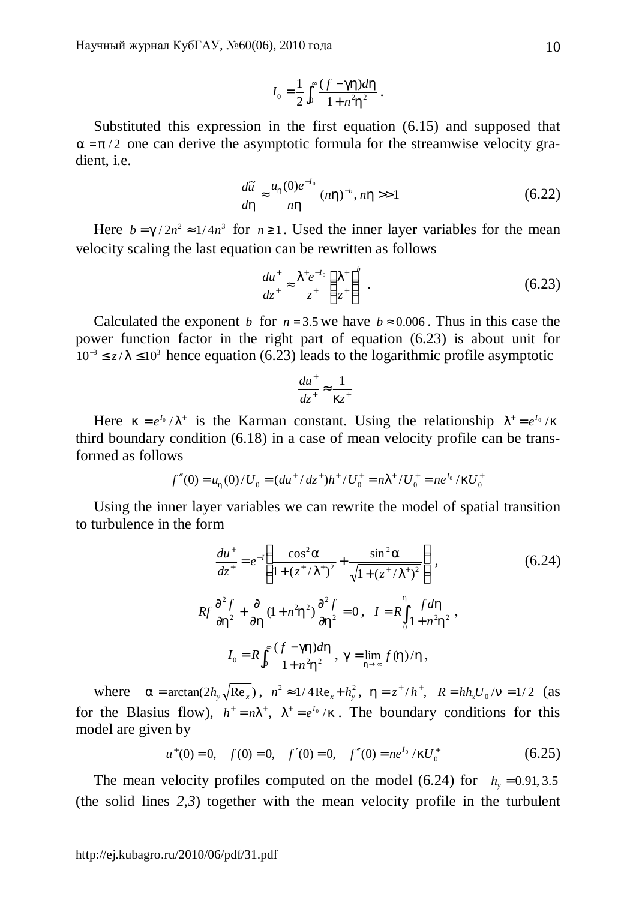$$I_0 = \frac{1}{2}\int_0^\infty \frac{(f-\gamma\eta)d\eta}{1+n^2\eta^2}.$$

Substituted this expression in the first equation (6.15) and supposed that $\alpha = \pi/2$ one can derive the asymptotic formula for the streamwise velocity gradient, i.e.

$$\frac{d\tilde{u}}{d\eta} \approx \frac{u_\eta(0)e^{-I_0}}{n\eta}(n\eta)^{-b},\ n\eta >> 1 \qquad (6.22)$$

Here $b = \gamma/2n^2 \approx 1/4n^3$ for $n \geq 1$. Used the inner layer variables for the mean velocity scaling the last equation can be rewritten as follows

$$\frac{du^+}{dz^+} \approx \frac{\lambda^+ e^{-I_0}}{z^+}\left(\frac{\lambda^+}{z^+}\right)^b. \qquad (6.23)$$

Calculated the exponent $b$ for $n = 3.5$ we have $b \approx 0.006$. Thus in this case the power function factor in the right part of equation (6.23) is about unit for $10^{-3} \leq z/\lambda \leq 10^3$ hence equation (6.23) leads to the logarithmic profile asymptotic

$$\frac{du^+}{dz^+} \approx \frac{1}{\kappa z^+}$$

Here $\kappa = e^{I_0}/\lambda^+$ is the Karman constant. Using the relationship $\lambda^+ = e^{I_0}/\kappa$ third boundary condition (6.18) in a case of mean velocity profile can be transformed as follows

$$f''(0) = u_\eta(0)/U_0 = (du^+/dz^+)h^+/U_0^+ = n\lambda^+/U_0^+ = ne^{I_0}/\kappa U_0^+$$

Using the inner layer variables we can rewrite the model of spatial transition to turbulence in the form

$$\frac{du^+}{dz^+} = e^{-I}\left(\frac{\cos^2\alpha}{(1+(z^+/\lambda^+)^2)} + \frac{\sin^2\alpha}{\sqrt{1+(z^+/\lambda^+)^2}}\right), \qquad (6.24)$$

$$Rf\frac{\partial^2 f}{\partial\eta^2} + \frac{\partial}{\partial\eta}(1+n^2\eta^2)\frac{\partial^2 f}{\partial\eta^2} = 0,\quad I = R\int_0^\eta \frac{f d\eta}{1+n^2\eta^2},$$

$$I_0 = R\int_0^\infty \frac{(f-\gamma\eta)d\eta}{1+n^2\eta^2},\ \gamma = \lim_{\eta\to\infty} f(\eta)/\eta,$$

where $\alpha = \arctan(2h_y\sqrt{\mathrm{Re}_x})$, $n^2 \approx 1/4\,\mathrm{Re}_x + h_y^2$, $\eta = z^+/h^+$, $R = hh_xU_0/\nu = 1/2$ (as for the Blasius flow), $h^+ = n\lambda^+$, $\lambda^+ = e^{I_0}/\kappa$. The boundary conditions for this model are given by

$$u^+(0) = 0,\quad f(0) = 0,\quad f'(0) = 0,\quad f''(0) = ne^{I_0}/\kappa U_0^+ \qquad (6.25)$$

The mean velocity profiles computed on the model (6.24) for $h_y = 0.91, 3.5$ (the solid lines *2,3*) together with the mean velocity profile in the turbulent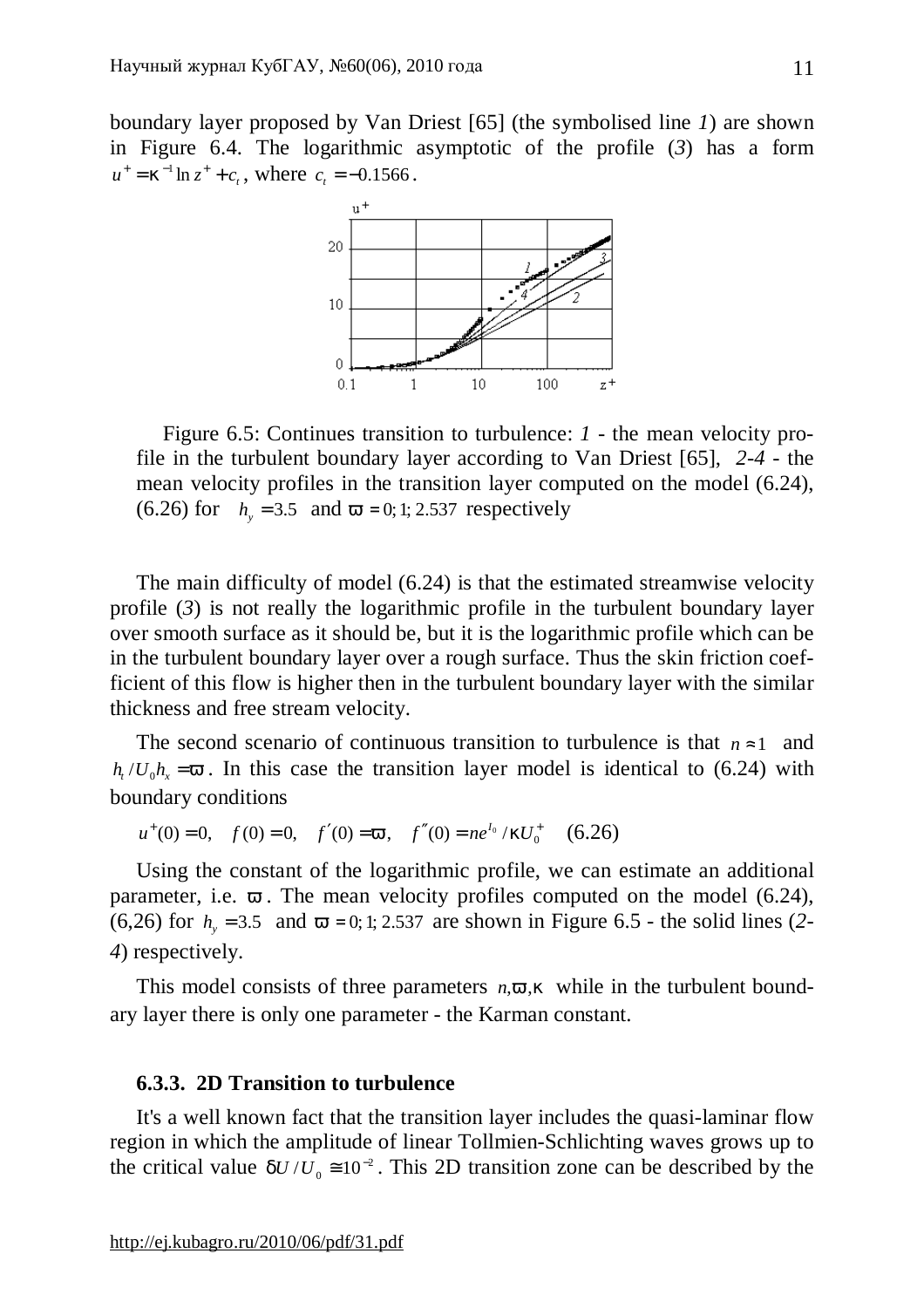boundary layer proposed by Van Driest [65] (the symbolised line *1*) are shown in Figure 6.4. The logarithmic asymptotic of the profile (*3*) has a form $u^+ = \kappa^{-1}\ln z^+ + c_t$, where $c_t = -0.1566$.

Figure 6.5: Continues transition to turbulence: *1* - the mean velocity profile in the turbulent boundary layer according to Van Driest [65], *2-4* - the mean velocity profiles in the transition layer computed on the model (6.24), (6.26) for $h_y = 3.5$ and $\varpi = 0; 1; 2.537$ respectively

The main difficulty of model (6.24) is that the estimated streamwise velocity profile (*3*) is not really the logarithmic profile in the turbulent boundary layer over smooth surface as it should be, but it is the logarithmic profile which can be in the turbulent boundary layer over a rough surface. Thus the skin friction coefficient of this flow is higher then in the turbulent boundary layer with the similar thickness and free stream velocity.

The second scenario of continuous transition to turbulence is that $n \approx 1$ and $h_t / U_0 h_x = \varpi$. In this case the transition layer model is identical to (6.24) with boundary conditions

$$u^+(0) = 0, \quad f(0) = 0, \quad f'(0) = \varpi, \quad f''(0) = ne^{I_0} / \kappa U_0^+ \quad (6.26)$$

Using the constant of the logarithmic profile, we can estimate an additional parameter, i.e. $\varpi$. The mean velocity profiles computed on the model (6.24), (6,26) for $h_y = 3.5$ and $\varpi = 0; 1; 2.537$ are shown in Figure 6.5 - the solid lines (*2-4*) respectively.

This model consists of three parameters $n, \varpi, \kappa$ while in the turbulent boundary layer there is only one parameter - the Karman constant.

### 6.3.3. 2D Transition to turbulence

It's a well known fact that the transition layer includes the quasi-laminar flow region in which the amplitude of linear Tollmien-Schlichting waves grows up to the critical value $\delta U / U_0 \cong 10^{-2}$. This 2D transition zone can be described by the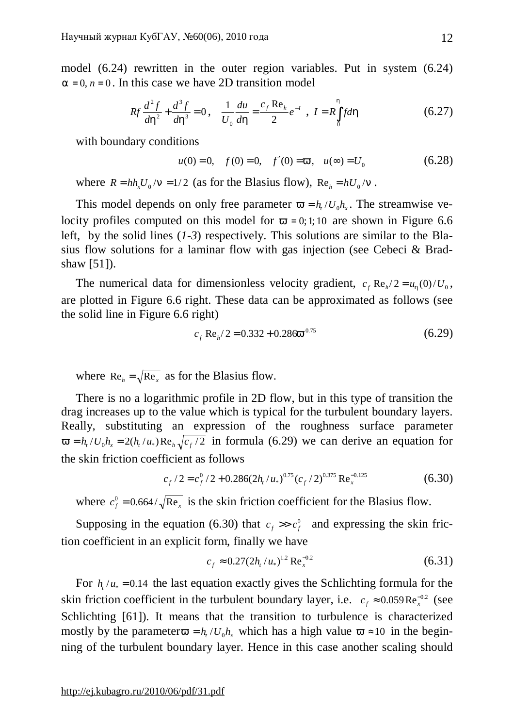model (6.24) rewritten in the outer region variables. Put in system (6.24) $\alpha = 0, n = 0$. In this case we have 2D transition model

$$Rf\frac{d^2 f}{d\eta^2} + \frac{d^3 f}{d\eta^3} = 0, \quad \frac{1}{U_0}\frac{du}{d\eta} = \frac{c_f \operatorname{Re}_h}{2} e^{-I}, \quad I = R\int_0^\eta f d\eta \tag{6.27}$$

with boundary conditions

$$u(0) = 0, \quad f(0) = 0, \quad f'(0) = \varpi, \quad u(\infty) = U_0 \tag{6.28}$$

where $R = hh_x U_0/\nu = 1/2$ (as for the Blasius flow), $\operatorname{Re}_h = hU_0/\nu$.

This model depends on only free parameter $\varpi = h_t / U_0 h_x$. The streamwise velocity profiles computed on this model for $\varpi = 0; 1; 10$ are shown in Figure 6.6 left, by the solid lines (*1-3*) respectively. This solutions are similar to the Blasius flow solutions for a laminar flow with gas injection (see Cebeci & Bradshaw [51]).

The numerical data for dimensionless velocity gradient, $c_f \operatorname{Re}_h/2 = u_\eta(0)/U_0$, are plotted in Figure 6.6 right. These data can be approximated as follows (see the solid line in Figure 6.6 right)

$$c_f \operatorname{Re}_h/2 = 0.332 + 0.286\varpi^{0.75} \tag{6.29}$$

where $\operatorname{Re}_h = \sqrt{\operatorname{Re}_x}$ as for the Blasius flow.

There is no a logarithmic profile in 2D flow, but in this type of transition the drag increases up to the value which is typical for the turbulent boundary layers. Really, substituting an expression of the roughness surface parameter $\varpi = h_t / U_0 h_x = 2(h_t / u_*) \operatorname{Re}_h \sqrt{c_f / 2}$ in formula (6.29) we can derive an equation for the skin friction coefficient as follows

$$c_f / 2 = c_f^0 / 2 + 0.286(2h_t / u_*)^{0.75} (c_f / 2)^{0.375} \operatorname{Re}_x^{-0.125} \tag{6.30}$$

where $c_f^0 = 0.664/\sqrt{\operatorname{Re}_x}$ is the skin friction coefficient for the Blasius flow.

Supposing in the equation (6.30) that $c_f >> c_f^0$ and expressing the skin friction coefficient in an explicit form, finally we have

$$c_f \approx 0.27(2h_t / u_*)^{1.2} \operatorname{Re}_x^{-0.2} \tag{6.31}$$

For $h_t / u_* = 0.14$ the last equation exactly gives the Schlichting formula for the skin friction coefficient in the turbulent boundary layer, i.e. $c_f \approx 0.059 \operatorname{Re}_x^{-0.2}$ (see Schlichting [61]). It means that the transition to turbulence is characterized mostly by the parameter $\varpi = h_t / U_0 h_x$ which has a high value $\varpi \approx 10$ in the beginning of the turbulent boundary layer. Hence in this case another scaling should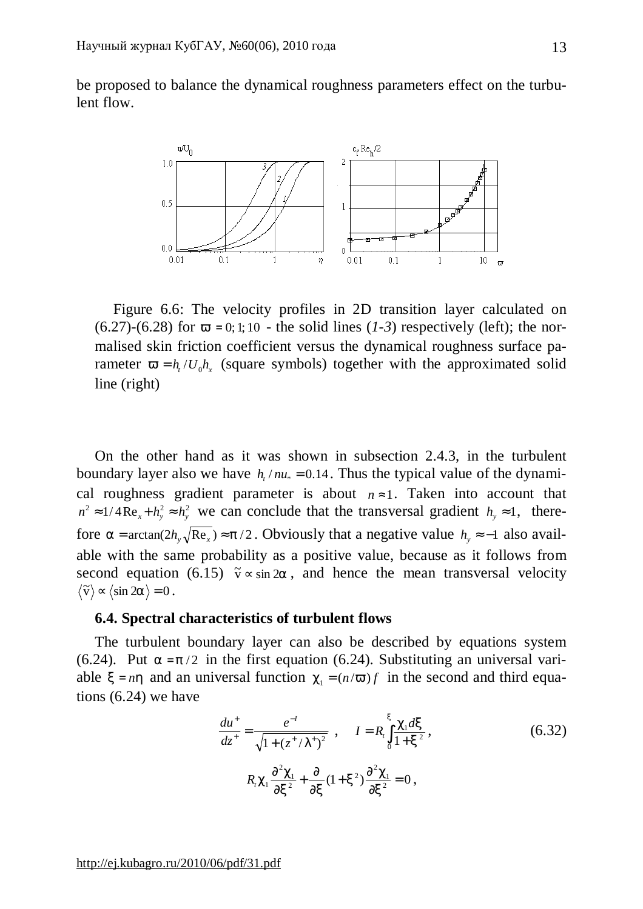be proposed to balance the dynamical roughness parameters effect on the turbulent flow.

Figure 6.6: The velocity profiles in 2D transition layer calculated on (6.27)-(6.28) for $\varpi = 0; 1; 10$ - the solid lines (*1-3*) respectively (left); the normalised skin friction coefficient versus the dynamical roughness surface parameter $\varpi = h_t / U_0 h_x$ (square symbols) together with the approximated solid line (right)

On the other hand as it was shown in subsection 2.4.3, in the turbulent boundary layer also we have $h_t / nu_* = 0.14$. Thus the typical value of the dynamical roughness gradient parameter is about $n \approx 1$. Taken into account that $n^2 \approx 1/4\mathrm{Re}_x + h_y^2 \approx h_y^2$ we can conclude that the transversal gradient $h_y \approx 1$, therefore $\alpha = \arctan(2h_y\sqrt{\mathrm{Re}_x}) \approx \pi/2$. Obviously that a negative value $h_y \approx -1$ also available with the same probability as a positive value, because as it follows from second equation (6.15) $\tilde{v} \propto \sin 2\alpha$, and hence the mean transversal velocity $\langle \tilde{v} \rangle \propto \langle \sin 2\alpha \rangle = 0$.

### 6.4. Spectral characteristics of turbulent flows

The turbulent boundary layer can also be described by equations system (6.24). Put $\alpha = \pi/2$ in the first equation (6.24). Substituting an universal variable $\xi = n\eta$ and an universal function $\chi_1 = (n/\varpi) f$ in the second and third equations (6.24) we have

$$\frac{du^+}{dz^+} = \frac{e^{-I}}{\sqrt{1+(z^+/\lambda^+)^2}} \ , \quad I = R_t \int_0^{\xi} \frac{\chi_1 d\xi}{1+\xi^2} , \tag{6.32}$$

$$R_t \chi_1 \frac{\partial^2 \chi_1}{\partial \xi^2} + \frac{\partial}{\partial \xi}(1+\xi^2)\frac{\partial^2 \chi_1}{\partial \xi^2} = 0 ,$$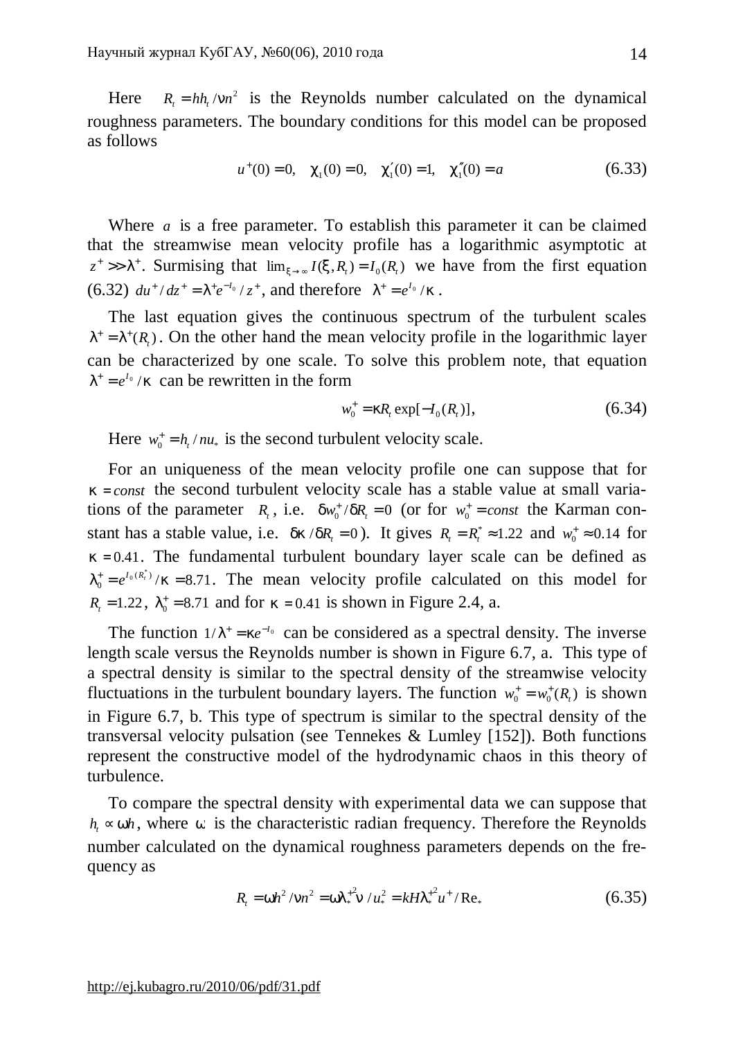Here $R_t = hh_t/\nu n^2$ is the Reynolds number calculated on the dynamical roughness parameters. The boundary conditions for this model can be proposed as follows

$$u^+(0) = 0, \quad \chi_1(0) = 0, \quad \chi_1'(0) = 1, \quad \chi_1''(0) = a \tag{6.33}$$

Where $a$ is a free parameter. To establish this parameter it can be claimed that the streamwise mean velocity profile has a logarithmic asymptotic at $z^+ >> \lambda^+$. Surmising that $\lim_{\xi\to\infty} I(\xi, R_t) = I_0(R_t)$ we have from the first equation (6.32) $du^+/dz^+ = \lambda^+ e^{-I_0}/z^+$, and therefore $\lambda^+ = e^{I_0}/\kappa$.

The last equation gives the continuous spectrum of the turbulent scales $\lambda^+ = \lambda^+(R_t)$. On the other hand the mean velocity profile in the logarithmic layer can be characterized by one scale. To solve this problem note, that equation $\lambda^+ = e^{I_0}/\kappa$ can be rewritten in the form

$$w_0^+ = \kappa R_t \exp[-I_0(R_t)], \tag{6.34}$$

Here $w_0^+ = h_t/nu_*$ is the second turbulent velocity scale.

For an uniqueness of the mean velocity profile one can suppose that for $\kappa = const$ the second turbulent velocity scale has a stable value at small variations of the parameter $R_t$, i.e. $\delta w_0^+/\delta R_t = 0$ (or for $w_0^+ = const$ the Karman constant has a stable value, i.e. $\delta\kappa/\delta R_t = 0$). It gives $R_t = R_t^* \approx 1.22$ and $w_0^+ \approx 0.14$ for $\kappa = 0.41$. The fundamental turbulent boundary layer scale can be defined as $\lambda_0^+ = e^{I_0(R_t^*)}/\kappa = 8.71$. The mean velocity profile calculated on this model for $R_t = 1.22$, $\lambda_0^+ = 8.71$ and for $\kappa = 0.41$ is shown in Figure 2.4, a.

The function $1/\lambda^+ = \kappa e^{-I_0}$ can be considered as a spectral density. The inverse length scale versus the Reynolds number is shown in Figure 6.7, a. This type of a spectral density is similar to the spectral density of the streamwise velocity fluctuations in the turbulent boundary layers. The function $w_0^+ = w_0^+(R_t)$ is shown in Figure 6.7, b. This type of spectrum is similar to the spectral density of the transversal velocity pulsation (see Tennekes & Lumley [152]). Both functions represent the constructive model of the hydrodynamic chaos in this theory of turbulence.

To compare the spectral density with experimental data we can suppose that $h_t \propto \omega h$, where $\omega$ is the characteristic radian frequency. Therefore the Reynolds number calculated on the dynamical roughness parameters depends on the frequency as

$$R_t = \omega h^2/\nu n^2 = \omega \lambda_*^{+2} \nu / u_*^2 = kH\lambda_*^{+2} u^+ / \mathrm{Re}_* \tag{6.35}$$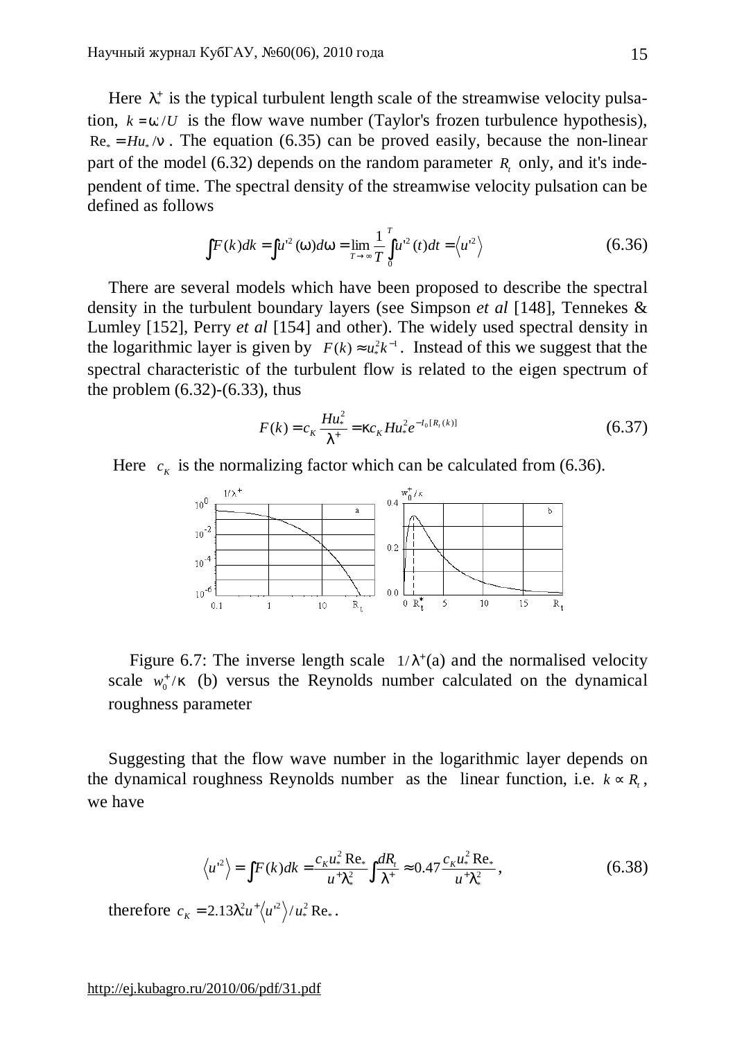Here $\lambda_*^+$ is the typical turbulent length scale of the streamwise velocity pulsation, $k = \omega / U$ is the flow wave number (Taylor's frozen turbulence hypothesis), $\mathrm{Re}_* = Hu_* / \nu$. The equation (6.35) can be proved easily, because the non-linear part of the model (6.32) depends on the random parameter $R_t$ only, and it's independent of time. The spectral density of the streamwise velocity pulsation can be defined as follows

$$\int F(k)dk = \int u'^2(\omega)d\omega = \lim_{T\to\infty} \frac{1}{T}\int_0^T u'^2(t)dt = \left\langle u'^2 \right\rangle \tag{6.36}$$

There are several models which have been proposed to describe the spectral density in the turbulent boundary layers (see Simpson *et al* [148], Tennekes & Lumley [152], Perry *et al* [154] and other). The widely used spectral density in the logarithmic layer is given by $F(k) \approx u_*^2 k^{-1}$. Instead of this we suggest that the spectral characteristic of the turbulent flow is related to the eigen spectrum of the problem (6.32)-(6.33), thus

$$F(k) = c_K \frac{Hu_*^2}{\lambda^+} = \kappa c_K H u_*^2 e^{-I_0[R_t(k)]} \tag{6.37}$$

Here $c_K$ is the normalizing factor which can be calculated from (6.36).

Figure 6.7: The inverse length scale $1/\lambda^+$(a) and the normalised velocity scale $w_0^+/\kappa$ (b) versus the Reynolds number calculated on the dynamical roughness parameter

Suggesting that the flow wave number in the logarithmic layer depends on the dynamical roughness Reynolds number as the linear function, i.e. $k \propto R_t$, we have

$$\left\langle u'^2 \right\rangle = \int F(k)dk = \frac{c_K u_*^2 \,\mathrm{Re}_*}{u^+ \lambda_*^2}\int \frac{dR_t}{\lambda^+} \approx 0.47 \frac{c_K u_*^2 \,\mathrm{Re}_*}{u^+ \lambda_*^2}, \tag{6.38}$$

therefore $c_K = 2.13 \lambda_*^2 u^+ \left\langle u'^2 \right\rangle / u_*^2 \,\mathrm{Re}_*$.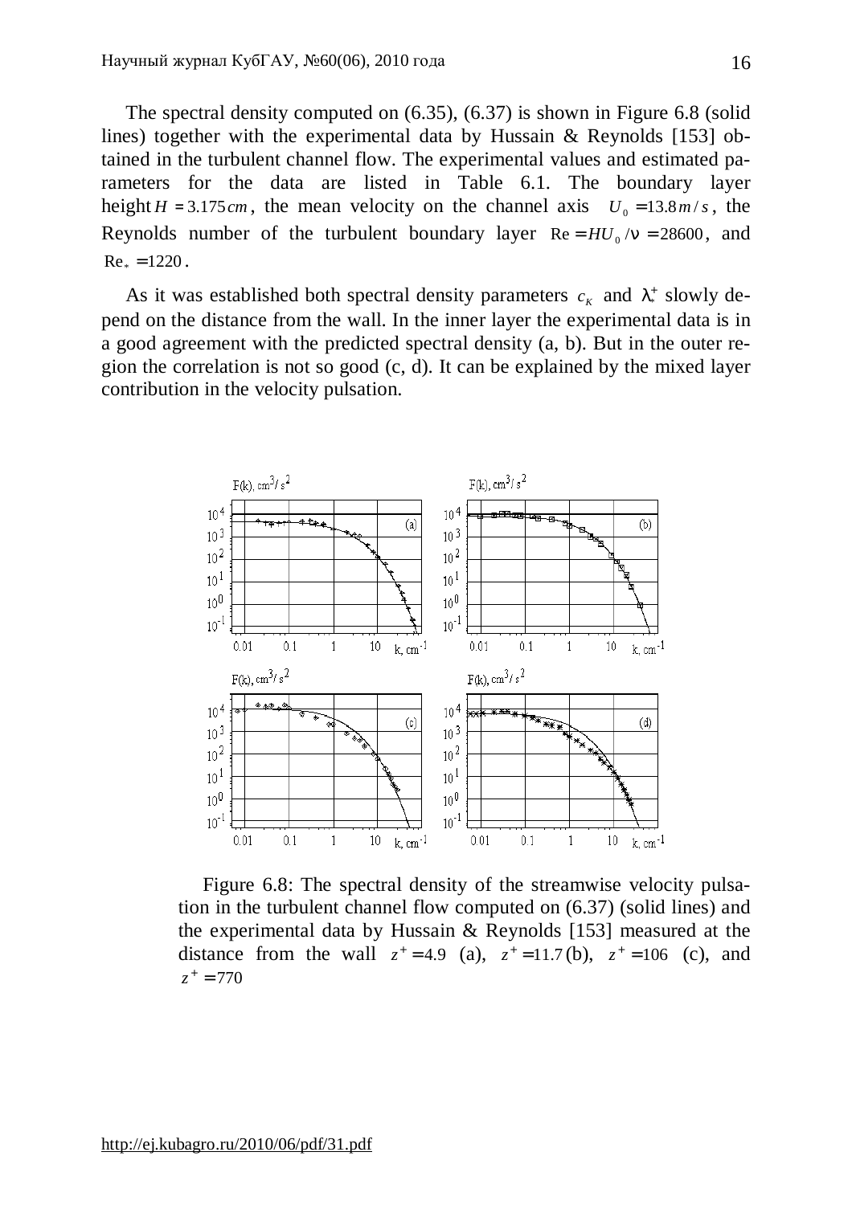The spectral density computed on (6.35), (6.37) is shown in Figure 6.8 (solid lines) together with the experimental data by Hussain & Reynolds [153] obtained in the turbulent channel flow. The experimental values and estimated parameters for the data are listed in Table 6.1. The boundary layer height $H = 3.175\,cm$, the mean velocity on the channel axis $U_0 = 13.8\,m/s$, the Reynolds number of the turbulent boundary layer $\mathrm{Re} = HU_0/\nu = 28600$, and $\mathrm{Re}_* = 1220$.

As it was established both spectral density parameters $c_K$ and $\lambda_*^+$ slowly depend on the distance from the wall. In the inner layer the experimental data is in a good agreement with the predicted spectral density (a, b). But in the outer region the correlation is not so good (c, d). It can be explained by the mixed layer contribution in the velocity pulsation.

Figure 6.8: The spectral density of the streamwise velocity pulsation in the turbulent channel flow computed on (6.37) (solid lines) and the experimental data by Hussain & Reynolds [153] measured at the distance from the wall $z^+ = 4.9$ (a), $z^+ = 11.7$ (b), $z^+ = 106$ (c), and $z^+ = 770$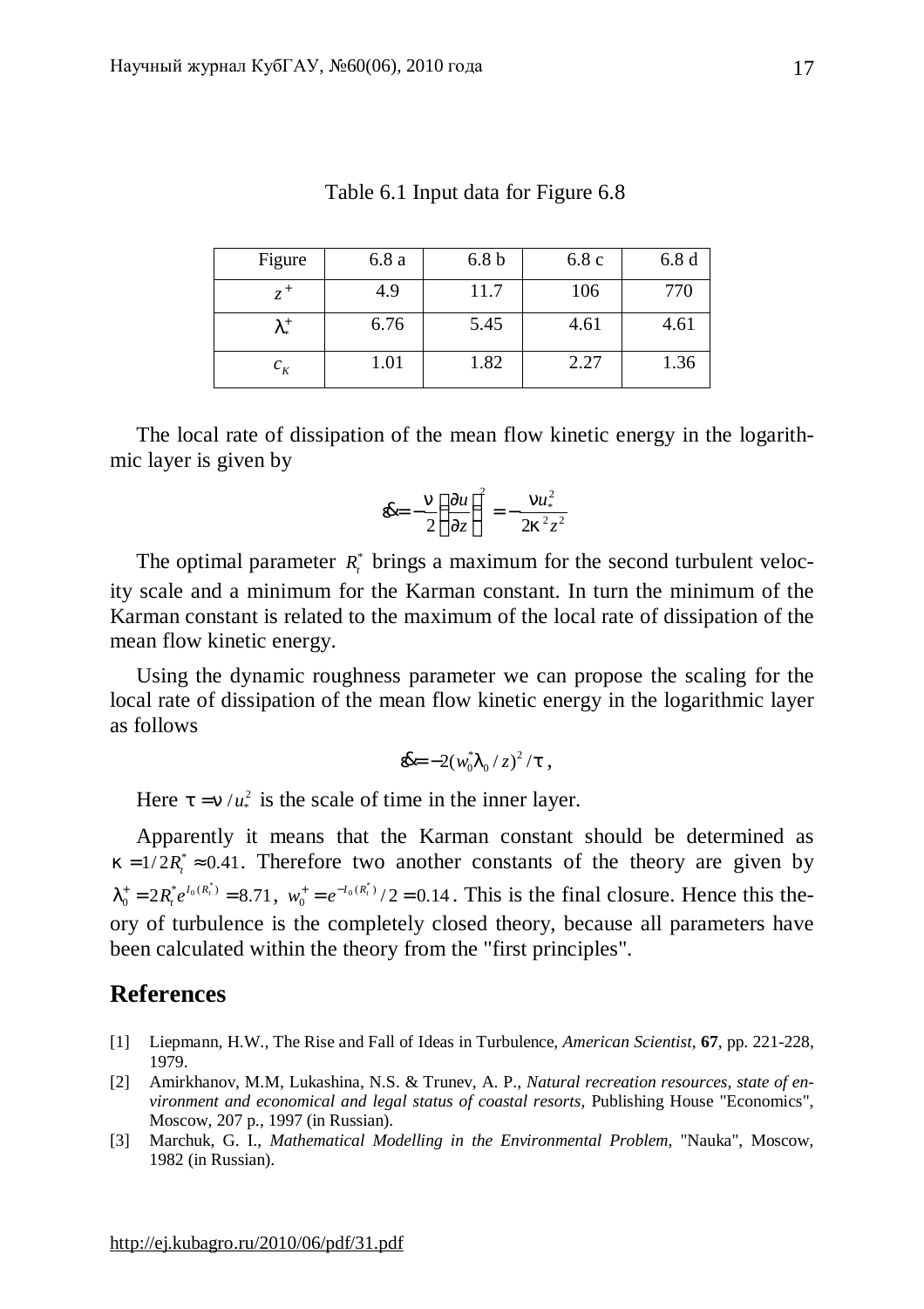Table 6.1 Input data for Figure 6.8

| Figure | 6.8 a | 6.8 b | 6.8 c | 6.8 d |
|---|---|---|---|---|
| $z^+$ | 4.9 | 11.7 | 106 | 770 |
| $\lambda_*^+$ | 6.76 | 5.45 | 4.61 | 4.61 |
| $c_K$ | 1.01 | 1.82 | 2.27 | 1.36 |

The local rate of dissipation of the mean flow kinetic energy in the logarithmic layer is given by

$$\dot{\varepsilon} = -\frac{\nu}{2}\left(\frac{\partial u}{\partial z}\right)^2 = -\frac{\nu u_*^2}{2\kappa^2 z^2}$$

The optimal parameter $R_t^*$ brings a maximum for the second turbulent velocity scale and a minimum for the Karman constant. In turn the minimum of the Karman constant is related to the maximum of the local rate of dissipation of the mean flow kinetic energy.

Using the dynamic roughness parameter we can propose the scaling for the local rate of dissipation of the mean flow kinetic energy in the logarithmic layer as follows

$$\dot{\varepsilon} = -2(w_0^* \lambda_0 / z)^2 / \tau\ ,$$

Here $\tau = \nu / u_*^2$ is the scale of time in the inner layer.

Apparently it means that the Karman constant should be determined as $\kappa = 1/2R_t^* \approx 0.41$. Therefore two another constants of the theory are given by $\lambda_0^+ = 2R_t^* e^{I_0(R_t^*)} = 8.71$, $w_0^+ = e^{-I_0(R_t^*)}/2 = 0.14$. This is the final closure. Hence this theory of turbulence is the completely closed theory, because all parameters have been calculated within the theory from the "first principles".

## References

[1] Liepmann, H.W., The Rise and Fall of Ideas in Turbulence, *American Scientist*, **67**, pp. 221-228, 1979.

[2] Amirkhanov, M.M, Lukashina, N.S. & Trunev, A. P., *Natural recreation resources, state of environment and economical and legal status of coastal resorts*, Publishing House "Economics", Moscow, 207 p., 1997 (in Russian).

[3] Marchuk, G. I., *Mathematical Modelling in the Environmental Problem*, "Nauka", Moscow, 1982 (in Russian).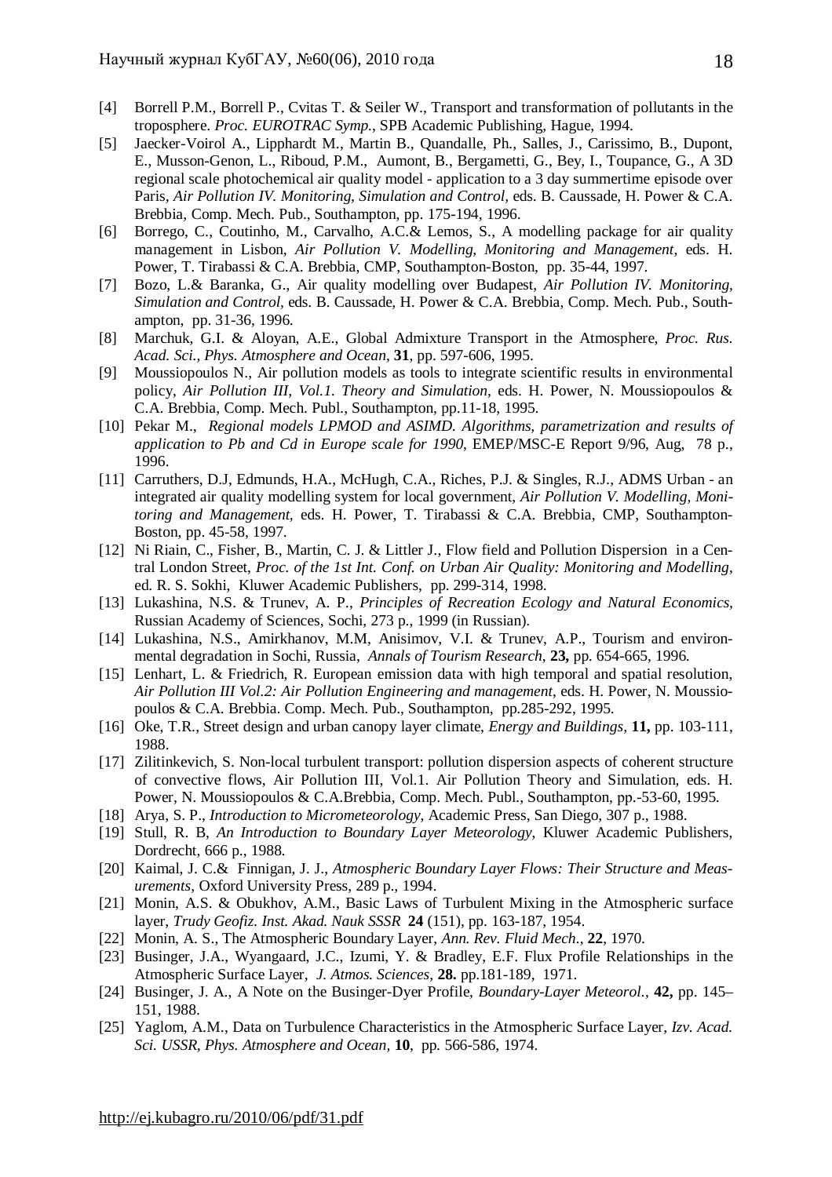[4] Borrell P.M., Borrell P., Cvitas T. & Seiler W., Transport and transformation of pollutants in the troposphere. *Proc. EUROTRAC Symp.*, SPB Academic Publishing, Hague, 1994.

[5] Jaecker-Voirol A., Lipphardt M., Martin B., Quandalle, Ph., Salles, J., Carissimo, B., Dupont, E., Musson-Genon, L., Riboud, P.M., Aumont, B., Bergametti, G., Bey, I., Toupance, G., A 3D regional scale photochemical air quality model - application to a 3 day summertime episode over Paris, *Air Pollution IV. Monitoring, Simulation and Control,* eds. B. Caussade, H. Power & C.A. Brebbia, Comp. Mech. Pub., Southampton, pp. 175-194, 1996.

[6] Borrego, C., Coutinho, M., Carvalho, A.C.& Lemos, S., A modelling package for air quality management in Lisbon, *Air Pollution V. Modelling, Monitoring and Management,* eds. H. Power, T. Tirabassi & C.A. Brebbia, CMP, Southampton-Boston, pp. 35-44, 1997.

[7] Bozo, L.& Baranka, G., Air quality modelling over Budapest, *Air Pollution IV. Monitoring, Simulation and Control,* eds. B. Caussade, H. Power & C.A. Brebbia, Comp. Mech. Pub., Southampton, pp. 31-36, 1996.

[8] Marchuk, G.I. & Aloyan, A.E., Global Admixture Transport in the Atmosphere, *Proc. Rus. Acad. Sci., Phys. Atmosphere and Ocean*, **31**, pp. 597-606, 1995.

[9] Moussiopoulos N., Air pollution models as tools to integrate scientific results in environmental policy, *Air Pollution III, Vol.1. Theory and Simulation,* eds. H. Power, N. Moussiopoulos & C.A. Brebbia, Comp. Mech. Publ., Southampton, pp.11-18, 1995.

[10] Pekar M., *Regional models LPMOD and ASIMD. Algorithms, parametrization and results of application to Pb and Cd in Europe scale for 1990*, EMEP/MSC-E Report 9/96, Aug, 78 p., 1996.

[11] Carruthers, D.J, Edmunds, H.A., McHugh, C.A., Riches, P.J. & Singles, R.J., ADMS Urban - an integrated air quality modelling system for local government, *Air Pollution V. Modelling, Monitoring and Management,* eds. H. Power, T. Tirabassi & C.A. Brebbia, CMP, Southampton-Boston, pp. 45-58, 1997.

[12] Ni Riain, C., Fisher, B., Martin, C. J. & Littler J., Flow field and Pollution Dispersion in a Central London Street, *Proc. of the 1st Int. Conf. on Urban Air Quality: Monitoring and Modelling*, ed. R. S. Sokhi, Kluwer Academic Publishers, pp. 299-314, 1998.

[13] Lukashina, N.S. & Trunev, A. P., *Principles of Recreation Ecology and Natural Economics,* Russian Academy of Sciences, Sochi, 273 p., 1999 (in Russian).

[14] Lukashina, N.S., Amirkhanov, M.M, Anisimov, V.I. & Trunev, A.P., Tourism and environmental degradation in Sochi, Russia, *Annals of Tourism Research*, **23,** pp. 654-665, 1996.

[15] Lenhart, L. & Friedrich, R. European emission data with high temporal and spatial resolution, *Air Pollution III Vol.2: Air Pollution Engineering and management*, eds. H. Power, N. Moussiopoulos & C.A. Brebbia. Comp. Mech. Pub., Southampton, pp.285-292, 1995.

[16] Oke, T.R., Street design and urban canopy layer climate, *Energy and Buildings,* **11,** pp. 103-111, 1988.

[17] Zilitinkevich, S. Non-local turbulent transport: pollution dispersion aspects of coherent structure of convective flows, Air Pollution III, Vol.1. Air Pollution Theory and Simulation, eds. H. Power, N. Moussiopoulos & C.A.Brebbia, Comp. Mech. Publ., Southampton, pp.-53-60, 1995.

[18] Arya, S. P., *Introduction to Micrometeorology*, Academic Press, San Diego, 307 p., 1988.

[19] Stull, R. B, *An Introduction to Boundary Layer Meteorology,* Kluwer Academic Publishers, Dordrecht, 666 p., 1988.

[20] Kaimal, J. C.& Finnigan, J. J., *Atmospheric Boundary Layer Flows: Their Structure and Measurements*, Oxford University Press, 289 p., 1994.

[21] Monin, A.S. & Obukhov, A.M., Basic Laws of Turbulent Mixing in the Atmospheric surface layer, *Trudy Geofiz. Inst. Akad. Nauk SSSR* **24** (151), pp. 163-187, 1954.

[22] Monin, A. S., The Atmospheric Boundary Layer, *Ann. Rev. Fluid Mech.*, **22**, 1970.

[23] Businger, J.A., Wyangaard, J.C., Izumi, Y. & Bradley, E.F. Flux Profile Relationships in the Atmospheric Surface Layer, *J. Atmos. Sciences*, **28.** pp.181-189, 1971.

[24] Businger, J. A., A Note on the Businger-Dyer Profile, *Boundary-Layer Meteorol.*, **42,** pp. 145–151, 1988.

[25] Yaglom, A.M., Data on Turbulence Characteristics in the Atmospheric Surface Layer, *Izv. Acad. Sci. USSR, Phys. Atmosphere and Ocean,* **10**, pp. 566-586, 1974.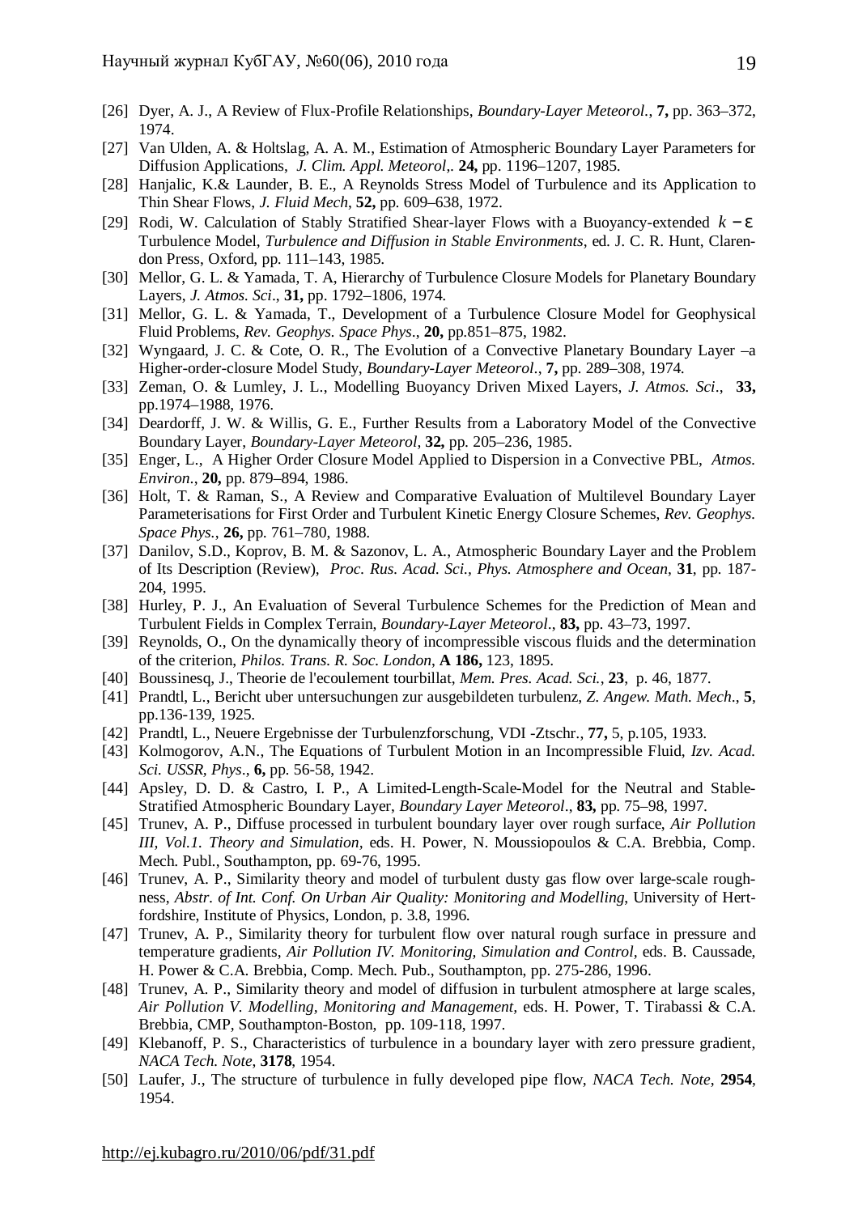[26] Dyer, A. J., A Review of Flux-Profile Relationships, *Boundary-Layer Meteorol.*, **7,** pp. 363–372, 1974.

[27] Van Ulden, A. & Holtslag, A. A. M., Estimation of Atmospheric Boundary Layer Parameters for Diffusion Applications, *J. Clim. Appl. Meteorol,*. **24,** pp. 1196–1207, 1985.

[28] Hanjalic, K.& Launder, B. E., A Reynolds Stress Model of Turbulence and its Application to Thin Shear Flows, *J. Fluid Mech*, **52,** pp. 609–638, 1972.

[29] Rodi, W. Calculation of Stably Stratified Shear-layer Flows with a Buoyancy-extended $k-\varepsilon$ Turbulence Model, *Turbulence and Diffusion in Stable Environments*, ed. J. C. R. Hunt, Clarendon Press, Oxford, pp. 111–143, 1985.

[30] Mellor, G. L. & Yamada, T. A, Hierarchy of Turbulence Closure Models for Planetary Boundary Layers, *J. Atmos. Sci*., **31,** pp. 1792–1806, 1974.

[31] Mellor, G. L. & Yamada, T., Development of a Turbulence Closure Model for Geophysical Fluid Problems, *Rev. Geophys. Space Phys*., **20,** pp.851–875, 1982.

[32] Wyngaard, J. C. & Cote, O. R., The Evolution of a Convective Planetary Boundary Layer –a Higher-order-closure Model Study, *Boundary-Layer Meteorol.*, **7,** pp. 289–308, 1974.

[33] Zeman, O. & Lumley, J. L., Modelling Buoyancy Driven Mixed Layers, *J. Atmos. Sci*., **33,** pp.1974–1988, 1976.

[34] Deardorff, J. W. & Willis, G. E., Further Results from a Laboratory Model of the Convective Boundary Layer, *Boundary-Layer Meteorol*, **32,** pp. 205–236, 1985.

[35] Enger, L., A Higher Order Closure Model Applied to Dispersion in a Convective PBL, *Atmos. Environ*., **20,** pp. 879–894, 1986.

[36] Holt, T. & Raman, S., A Review and Comparative Evaluation of Multilevel Boundary Layer Parameterisations for First Order and Turbulent Kinetic Energy Closure Schemes, *Rev. Geophys. Space Phys.*, **26,** pp. 761–780, 1988.

[37] Danilov, S.D., Koprov, B. M. & Sazonov, L. A., Atmospheric Boundary Layer and the Problem of Its Description (Review), *Proc. Rus. Acad. Sci., Phys. Atmosphere and Ocean*, **31**, pp. 187-204, 1995.

[38] Hurley, P. J., An Evaluation of Several Turbulence Schemes for the Prediction of Mean and Turbulent Fields in Complex Terrain, *Boundary-Layer Meteorol*., **83,** pp. 43–73, 1997.

[39] Reynolds, O., On the dynamically theory of incompressible viscous fluids and the determination of the criterion, *Philos. Trans. R. Soc. London*, **A 186,** 123, 1895.

[40] Boussinesq, J., Theorie de l'ecoulement tourbillat, *Mem. Pres. Acad. Sci.*, **23**, p. 46, 1877.

[41] Prandtl, L., Bericht uber untersuchungen zur ausgebildeten turbulenz, *Z. Angew. Math. Mech*., **5**, pp.136-139, 1925.

[42] Prandtl, L., Neuere Ergebnisse der Turbulenzforschung, VDI -Ztschr., **77,** 5, p.105, 1933.

[43] Kolmogorov, A.N., The Equations of Turbulent Motion in an Incompressible Fluid, *Izv. Acad. Sci. USSR, Phys*., **6,** pp. 56-58, 1942.

[44] Apsley, D. D. & Castro, I. P., A Limited-Length-Scale-Model for the Neutral and Stable-Stratified Atmospheric Boundary Layer, *Boundary Layer Meteorol*., **83,** pp. 75–98, 1997.

[45] Trunev, A. P., Diffuse processed in turbulent boundary layer over rough surface, *Air Pollution III, Vol.1. Theory and Simulation*, eds. H. Power, N. Moussiopoulos & C.A. Brebbia, Comp. Mech. Publ., Southampton, pp. 69-76, 1995.

[46] Trunev, A. P., Similarity theory and model of turbulent dusty gas flow over large-scale roughness, *Abstr. of Int. Conf. On Urban Air Quality: Monitoring and Modelling*, University of Hertfordshire, Institute of Physics, London, p. 3.8, 1996.

[47] Trunev, A. P., Similarity theory for turbulent flow over natural rough surface in pressure and temperature gradients, *Air Pollution IV. Monitoring, Simulation and Control,* eds. B. Caussade, H. Power & C.A. Brebbia, Comp. Mech. Pub., Southampton, pp. 275-286, 1996.

[48] Trunev, A. P., Similarity theory and model of diffusion in turbulent atmosphere at large scales, *Air Pollution V. Modelling, Monitoring and Management,* eds. H. Power, T. Tirabassi & C.A. Brebbia, CMP, Southampton-Boston, pp. 109-118, 1997.

[49] Klebanoff, P. S., Characteristics of turbulence in a boundary layer with zero pressure gradient, *NACA Tech. Note*, **3178**, 1954.

[50] Laufer, J., The structure of turbulence in fully developed pipe flow, *NACA Tech. Note*, **2954**, 1954.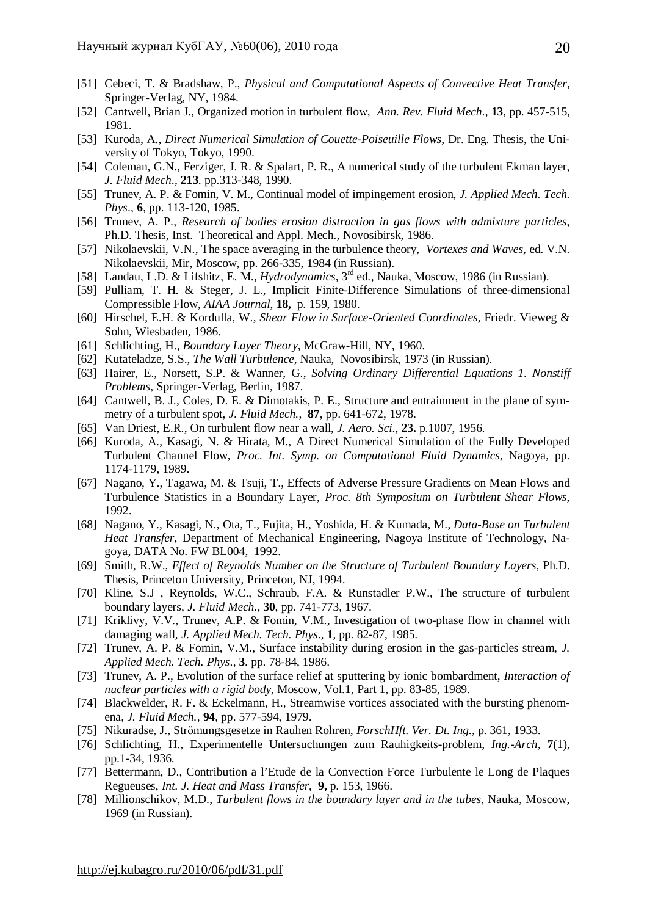[51] Cebeci, T. & Bradshaw, P., *Physical and Computational Aspects of Convective Heat Transfer*, Springer-Verlag, NY, 1984.
[52] Cantwell, Brian J., Organized motion in turbulent flow, *Ann. Rev. Fluid Mech*., **13**, pp. 457-515, 1981.
[53] Kuroda, A., *Direct Numerical Simulation of Couette-Poiseuille Flows*, Dr. Eng. Thesis, the University of Tokyo, Tokyo, 1990.
[54] Coleman, G.N., Ferziger, J. R. & Spalart, P. R., A numerical study of the turbulent Ekman layer, *J. Fluid Mech*., **213**. pp.313-348, 1990.
[55] Trunev, A. P. & Fomin, V. M., Continual model of impingement erosion, *J. Applied Mech. Tech. Phys*., **6**, pp. 113-120, 1985.
[56] Trunev, A. P., *Research of bodies erosion distraction in gas flows with admixture particles*, Ph.D. Thesis, Inst. Theoretical and Appl. Mech., Novosibirsk, 1986.
[57] Nikolaevskii, V.N., The space averaging in the turbulence theory, *Vortexes and Waves*, ed. V.N. Nikolaevskii, Mir, Moscow, pp. 266-335, 1984 (in Russian).
[58] Landau, L.D. & Lifshitz, E. M., *Hydrodynamics*, 3rd ed., Nauka, Moscow, 1986 (in Russian).
[59] Pulliam, T. H. & Steger, J. L., Implicit Finite-Difference Simulations of three-dimensional Compressible Flow, *AIAA Journal*, **18,** p. 159, 1980.
[60] Hirschel, E.H. & Kordulla, W., *Shear Flow in Surface-Oriented Coordinates*, Friedr. Vieweg & Sohn, Wiesbaden, 1986.
[61] Schlichting, H., *Boundary Layer Theory*, McGraw-Hill, NY, 1960.
[62] Kutateladze, S.S., *The Wall Turbulence*, Nauka, Novosibirsk, 1973 (in Russian).
[63] Hairer, E., Norsett, S.P. & Wanner, G., *Solving Ordinary Differential Equations 1. Nonstiff Problems*, Springer-Verlag, Berlin, 1987.
[64] Cantwell, B. J., Coles, D. E. & Dimotakis, P. E., Structure and entrainment in the plane of symmetry of a turbulent spot, *J. Fluid Mech.*, **87**, pp. 641-672, 1978.
[65] Van Driest, E.R., On turbulent flow near a wall, *J. Aero. Sci*., **23.** p.1007, 1956.
[66] Kuroda, A., Kasagi, N. & Hirata, M., A Direct Numerical Simulation of the Fully Developed Turbulent Channel Flow, *Proc. Int. Symp. on Computational Fluid Dynamics*, Nagoya, pp. 1174-1179, 1989.
[67] Nagano, Y., Tagawa, M. & Tsuji, T., Effects of Adverse Pressure Gradients on Mean Flows and Turbulence Statistics in a Boundary Layer, *Proc. 8th Symposium on Turbulent Shear Flows*, 1992.
[68] Nagano, Y., Kasagi, N., Ota, T., Fujita, H., Yoshida, H. & Kumada, M., *Data-Base on Turbulent Heat Transfer*, Department of Mechanical Engineering, Nagoya Institute of Technology, Nagoya, DATA No. FW BL004, 1992.
[69] Smith, R.W., *Effect of Reynolds Number on the Structure of Turbulent Boundary Layers*, Ph.D. Thesis, Princeton University, Princeton, NJ, 1994.
[70] Kline, S.J , Reynolds, W.C., Schraub, F.A. & Runstadler P.W., The structure of turbulent boundary layers, *J. Fluid Mech.*, **30**, pp. 741-773, 1967.
[71] Kriklivy, V.V., Trunev, A.P. & Fomin, V.M., Investigation of two-phase flow in channel with damaging wall, *J. Applied Mech. Tech. Phys*., **1**, pp. 82-87, 1985.
[72] Trunev, A. P. & Fomin, V.M., Surface instability during erosion in the gas-particles stream, *J. Applied Mech. Tech. Phys*., **3**. pp. 78-84, 1986.
[73] Trunev, A. P., Evolution of the surface relief at sputtering by ionic bombardment, *Interaction of nuclear particles with a rigid body*, Moscow, Vol.1, Part 1, pp. 83-85, 1989.
[74] Blackwelder, R. F. & Eckelmann, H., Streamwise vortices associated with the bursting phenomena, *J. Fluid Mech.*, **94**, pp. 577-594, 1979.
[75] Nikuradse, J., Strömungsgesetze in Rauhen Rohren, *ForschHft. Ver. Dt. Ing.*, p. 361, 1933.
[76] Schlichting, H., Experimentelle Untersuchungen zum Rauhigkeits-problem, *Ing.-Arch*, **7**(1), pp.1-34, 1936.
[77] Bettermann, D., Contribution a l'Etude de la Convection Force Turbulente le Long de Plaques Regueuses, *Int. J. Heat and Mass Transfer*, **9,** p. 153, 1966.
[78] Millionschikov, M.D., *Turbulent flows in the boundary layer and in the tubes*, Nauka, Moscow, 1969 (in Russian).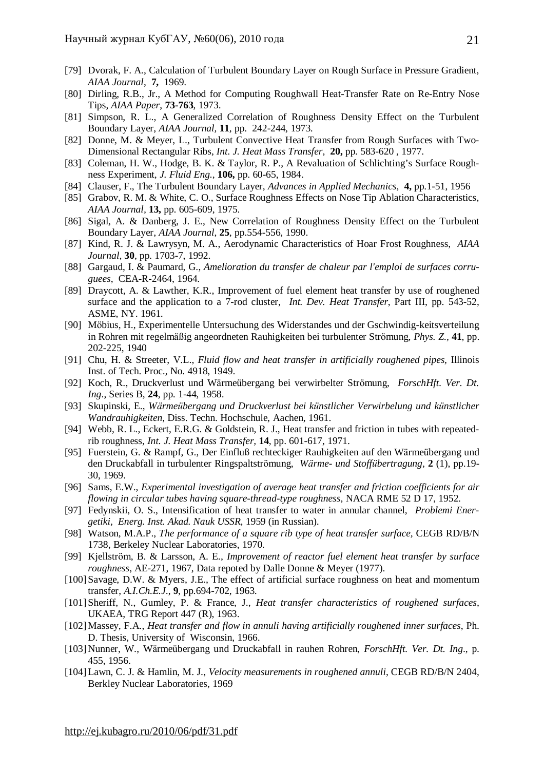[79] Dvorak, F. A., Calculation of Turbulent Boundary Layer on Rough Surface in Pressure Gradient, *AIAA Journal*, **7,** 1969.

[80] Dirling, R.B., Jr., A Method for Computing Roughwall Heat-Transfer Rate on Re-Entry Nose Tips, *AIAA Paper*, **73-763**, 1973.

[81] Simpson, R. L., A Generalized Correlation of Roughness Density Effect on the Turbulent Boundary Layer, *AIAA Journal*, **11**, pp. 242-244, 1973.

[82] Donne, M. & Meyer, L., Turbulent Convective Heat Transfer from Rough Surfaces with Two-Dimensional Rectangular Ribs, *Int. J. Heat Mass Transfer*, **20,** pp. 583-620 , 1977.

[83] Coleman, H. W., Hodge, B. K. & Taylor, R. P., A Revaluation of Schlichting's Surface Roughness Experiment, *J. Fluid Eng.*, **106,** pp. 60-65, 1984.

[84] Clauser, F., The Turbulent Boundary Layer, *Advances in Applied Mechanics*, **4,** pp.1-51, 1956

[85] Grabov, R. M. & White, C. O., Surface Roughness Effects on Nose Tip Ablation Characteristics, *AIAA Journal*, **13,** pp. 605-609, 1975.

[86] Sigal, A. & Danberg, J. E., New Correlation of Roughness Density Effect on the Turbulent Boundary Layer, *AIAA Journal*, **25**, pp.554-556, 1990.

[87] Kind, R. J. & Lawrysyn, M. A., Aerodynamic Characteristics of Hoar Frost Roughness, *AIAA Journal*, **30**, pp. 1703-7, 1992.

[88] Gargaud, I. & Paumard, G., *Amelioration du transfer de chaleur par l'emploi de surfaces corruguees*, CEA-R-2464, 1964.

[89] Draycott, A. & Lawther, K.R., Improvement of fuel element heat transfer by use of roughened surface and the application to a 7-rod cluster, *Int. Dev. Heat Transfer*, Part III, pp. 543-52, ASME, NY. 1961.

[90] Möbius, H., Experimentelle Untersuchung des Widerstandes und der Gschwindig-keitsverteilung in Rohren mit regelmäßig angeordneten Rauhigkeiten bei turbulenter Strömung, *Phys. Z.*, **41**, pp. 202-225, 1940

[91] Chu, H. & Streeter, V.L., *Fluid flow and heat transfer in artificially roughened pipes*, Illinois Inst. of Tech. Proc., No. 4918, 1949.

[92] Koch, R., Druckverlust und Wärmeübergang bei verwirbelter Strömung, *ForschHft. Ver. Dt. Ing*., Series B, **24**, pp. 1-44, 1958.

[93] Skupinski, E., *Wärmeübergang und Druckverlust bei künstlicher Verwirbelung und künstlicher Wandrauhigkeiten*, Diss. Techn. Hochschule, Aachen, 1961.

[94] Webb, R. L., Eckert, E.R.G. & Goldstein, R. J., Heat transfer and friction in tubes with repeated-rib roughness, *Int. J. Heat Mass Transfer*, **14**, pp. 601-617, 1971.

[95] Fuerstein, G. & Rampf, G., Der Einfluß rechteckiger Rauhigkeiten auf den Wärmeübergang und den Druckabfall in turbulenter Ringspaltströmung, *Wärme- und Stoffübertragung*, **2** (1), pp.19-30, 1969.

[96] Sams, E.W., *Experimental investigation of average heat transfer and friction coefficients for air flowing in circular tubes having square-thread-type roughness*, NACA RME 52 D 17, 1952.

[97] Fedynskii, O. S., Intensification of heat transfer to water in annular channel, *Problemi Energetiki, Energ. Inst. Akad. Nauk USSR*, 1959 (in Russian).

[98] Watson, M.A.P., *The performance of a square rib type of heat transfer surface*, CEGB RD/B/N 1738, Berkeley Nuclear Laboratories, 1970.

[99] Kjellström, B. & Larsson, A. E., *Improvement of reactor fuel element heat transfer by surface roughness*, AE-271, 1967, Data repoted by Dalle Donne & Meyer (1977).

[100] Savage, D.W. & Myers, J.E., The effect of artificial surface roughness on heat and momentum transfer, *A.I.Ch.E.J.*, **9**, pp.694-702, 1963.

[101] Sheriff, N., Gumley, P. & France, J., *Heat transfer characteristics of roughened surfaces*, UKAEA, TRG Report 447 (R), 1963.

[102] Massey, F.A., *Heat transfer and flow in annuli having artificially roughened inner surfaces*, Ph. D. Thesis, University of Wisconsin, 1966.

[103] Nunner, W., Wärmeübergang und Druckabfall in rauhen Rohren, *ForschHft. Ver. Dt. Ing*., p. 455, 1956.

[104] Lawn, C. J. & Hamlin, M. J., *Velocity measurements in roughened annuli*, CEGB RD/B/N 2404, Berkley Nuclear Laboratories, 1969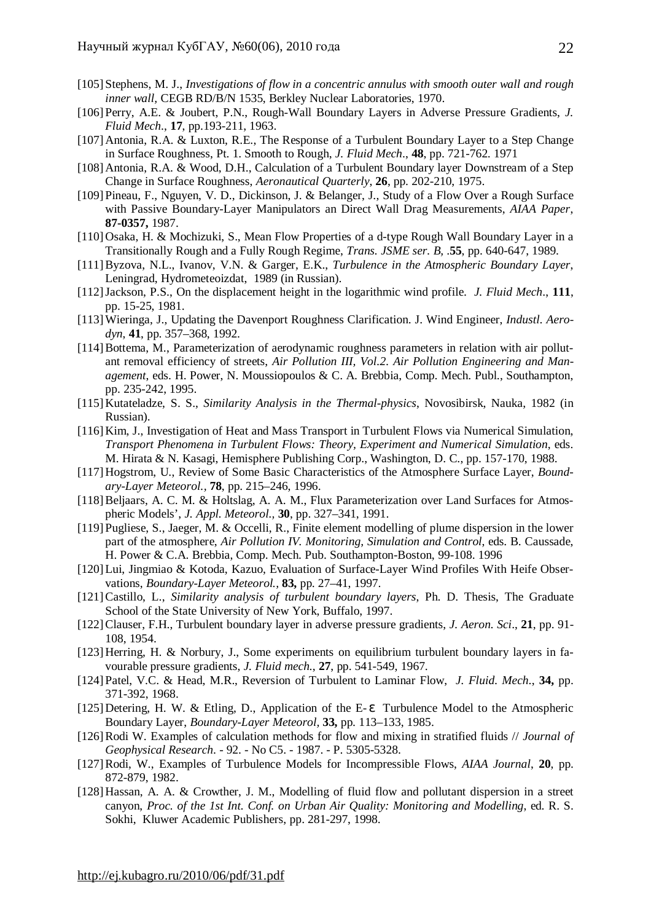[105] Stephens, M. J., *Investigations of flow in a concentric annulus with smooth outer wall and rough inner wall*, CEGB RD/B/N 1535, Berkley Nuclear Laboratories, 1970.

[106] Perry, A.E. & Joubert, P.N., Rough-Wall Boundary Layers in Adverse Pressure Gradients, *J. Fluid Mech*., **17**, pp.193-211, 1963.

[107] Antonia, R.A. & Luxton, R.E., The Response of a Turbulent Boundary Layer to a Step Change in Surface Roughness, Pt. 1. Smooth to Rough, *J. Fluid Mech*., **48**, pp. 721-762. 1971

[108] Antonia, R.A. & Wood, D.H., Calculation of a Turbulent Boundary layer Downstream of a Step Change in Surface Roughness, *Aeronautical Quarterly*, **26**, pp. 202-210, 1975.

[109] Pineau, F., Nguyen, V. D., Dickinson, J. & Belanger, J., Study of a Flow Over a Rough Surface with Passive Boundary-Layer Manipulators an Direct Wall Drag Measurements, *AIAA Paper*, **87-0357,** 1987.

[110] Osaka, H. & Mochizuki, S., Mean Flow Properties of a d-type Rough Wall Boundary Layer in a Transitionally Rough and a Fully Rough Regime, *Trans. JSME ser. B*, .**55**, pp. 640-647, 1989.

[111] Byzova, N.L., Ivanov, V.N. & Garger, E.K., *Turbulence in the Atmospheric Boundary Layer*, Leningrad, Hydrometeoizdat, 1989 (in Russian).

[112] Jackson, P.S., On the displacement height in the logarithmic wind profile. *J. Fluid Mech*., **111**, pp. 15-25, 1981.

[113] Wieringa, J., Updating the Davenport Roughness Clarification. J. Wind Engineer, *Industl. Aerodyn*, **41**, pp. 357–368, 1992.

[114] Bottema, M., Parameterization of aerodynamic roughness parameters in relation with air pollutant removal efficiency of streets, *Air Pollution III, Vol.2. Air Pollution Engineering and Management*, eds. H. Power, N. Moussiopoulos & C. A. Brebbia, Comp. Mech. Publ., Southampton, pp. 235-242, 1995.

[115] Kutateladze, S. S., *Similarity Analysis in the Thermal-physics*, Novosibirsk, Nauka, 1982 (in Russian).

[116] Kim, J., Investigation of Heat and Mass Transport in Turbulent Flows via Numerical Simulation, *Transport Phenomena in Turbulent Flows: Theory, Experiment and Numerical Simulation*, eds. M. Hirata & N. Kasagi, Hemisphere Publishing Corp., Washington, D. C., pp. 157-170, 1988.

[117] Hogstrom, U., Review of Some Basic Characteristics of the Atmosphere Surface Layer, *Boundary-Layer Meteorol.*, **78**, pp. 215–246, 1996.

[118] Beljaars, A. C. M. & Holtslag, A. A. M., Flux Parameterization over Land Surfaces for Atmospheric Models', *J. Appl. Meteorol.*, **30**, pp. 327–341, 1991.

[119] Pugliese, S., Jaeger, M. & Occelli, R., Finite element modelling of plume dispersion in the lower part of the atmosphere, *Air Pollution IV. Monitoring, Simulation and Control*, eds. B. Caussade, H. Power & C.A. Brebbia, Comp. Mech. Pub. Southampton-Boston, 99-108. 1996

[120] Lui, Jingmiao & Kotoda, Kazuo, Evaluation of Surface-Layer Wind Profiles With Heife Observations, *Boundary-Layer Meteorol.*, **83,** pp. 27–41, 1997.

[121] Castillo, L., *Similarity analysis of turbulent boundary layers*, Ph. D. Thesis, The Graduate School of the State University of New York, Buffalo, 1997.

[122] Clauser, F.H., Turbulent boundary layer in adverse pressure gradients, *J. Aeron. Sci*., **21**, pp. 91-108, 1954.

[123] Herring, H. & Norbury, J., Some experiments on equilibrium turbulent boundary layers in favourable pressure gradients, *J. Fluid mech.*, **27**, pp. 541-549, 1967.

[124] Patel, V.C. & Head, M.R., Reversion of Turbulent to Laminar Flow, *J. Fluid. Mech*., **34,** pp. 371-392, 1968.

[125] Detering, H. W. & Etling, D., Application of the E-$\varepsilon$ Turbulence Model to the Atmospheric Boundary Layer, *Boundary-Layer Meteorol*, **33,** pp. 113–133, 1985.

[126] Rodi W. Examples of calculation methods for flow and mixing in stratified fluids // *Journal of Geophysical Research*. - 92. - No C5. - 1987. - P. 5305-5328.

[127] Rodi, W., Examples of Turbulence Models for Incompressible Flows, *AIAA Journal*, **20**, pp. 872-879, 1982.

[128] Hassan, A. A. & Crowther, J. M., Modelling of fluid flow and pollutant dispersion in a street canyon, *Proc. of the 1st Int. Conf. on Urban Air Quality: Monitoring and Modelling*, ed. R. S. Sokhi, Kluwer Academic Publishers, pp. 281-297, 1998.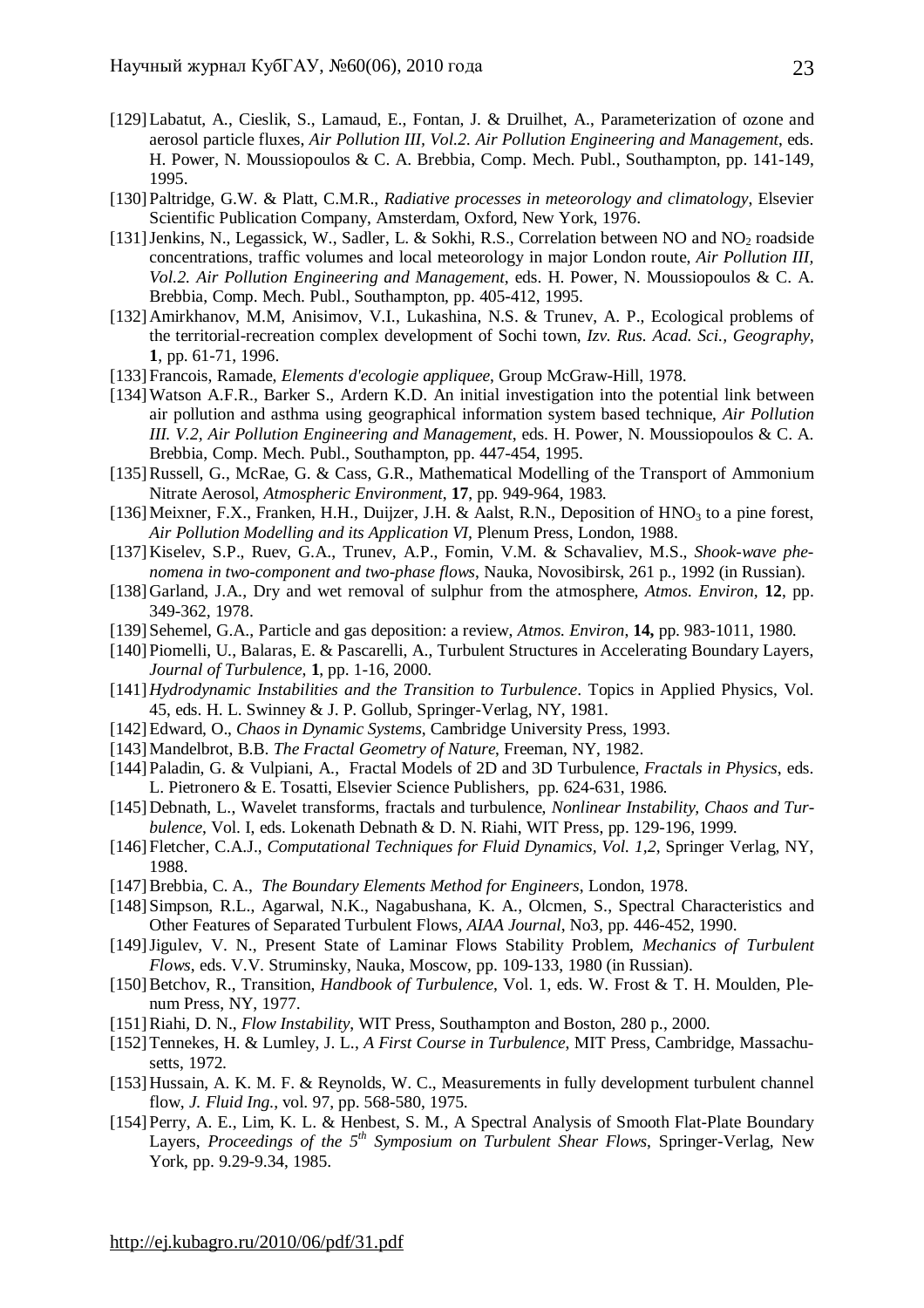[129] Labatut, A., Cieslik, S., Lamaud, E., Fontan, J. & Druilhet, A., Parameterization of ozone and aerosol particle fluxes, *Air Pollution III, Vol.2. Air Pollution Engineering and Management*, eds. H. Power, N. Moussiopoulos & C. A. Brebbia, Comp. Mech. Publ., Southampton, pp. 141-149, 1995.

[130] Paltridge, G.W. & Platt, C.M.R., *Radiative processes in meteorology and climatology*, Elsevier Scientific Publication Company, Amsterdam, Oxford, New York, 1976.

[131] Jenkins, N., Legassick, W., Sadler, L. & Sokhi, R.S., Correlation between NO and $NO_2$ roadside concentrations, traffic volumes and local meteorology in major London route, *Air Pollution III, Vol.2. Air Pollution Engineering and Management*, eds. H. Power, N. Moussiopoulos & C. A. Brebbia, Comp. Mech. Publ., Southampton, pp. 405-412, 1995.

[132] Amirkhanov, M.M, Anisimov, V.I., Lukashina, N.S. & Trunev, A. P., Ecological problems of the territorial-recreation complex development of Sochi town, *Izv. Rus. Acad. Sci., Geography*, **1**, pp. 61-71, 1996.

[133] Francois, Ramade, *Elements d'ecologie appliquee*, Group McGraw-Hill, 1978.

[134] Watson A.F.R., Barker S., Ardern K.D. An initial investigation into the potential link between air pollution and asthma using geographical information system based technique, *Air Pollution III. V.2, Air Pollution Engineering and Management*, eds. H. Power, N. Moussiopoulos & C. A. Brebbia, Comp. Mech. Publ., Southampton, pp. 447-454, 1995.

[135] Russell, G., McRae, G. & Cass, G.R., Mathematical Modelling of the Transport of Ammonium Nitrate Aerosol, *Atmospheric Environment*, **17**, pp. 949-964, 1983.

[136] Meixner, F.X., Franken, H.H., Duijzer, J.H. & Aalst, R.N., Deposition of $HNO_3$ to a pine forest, *Air Pollution Modelling and its Application VI*, Plenum Press, London, 1988.

[137] Kiselev, S.P., Ruev, G.A., Trunev, A.P., Fomin, V.M. & Schavaliev, M.S., *Shook-wave phenomena in two-component and two-phase flows*, Nauka, Novosibirsk, 261 p., 1992 (in Russian).

[138] Garland, J.A., Dry and wet removal of sulphur from the atmosphere, *Atmos. Environ*, **12**, pp. 349-362, 1978.

[139] Sehemel, G.A., Particle and gas deposition: a review, *Atmos. Environ*, **14,** pp. 983-1011, 1980.

[140] Piomelli, U., Balaras, E. & Pascarelli, A., Turbulent Structures in Accelerating Boundary Layers, *Journal of Turbulence*, **1**, pp. 1-16, 2000.

[141] *Hydrodynamic Instabilities and the Transition to Turbulence*. Topics in Applied Physics, Vol. 45, eds. H. L. Swinney & J. P. Gollub, Springer-Verlag, NY, 1981.

[142] Edward, O., *Chaos in Dynamic Systems*, Cambridge University Press, 1993.

[143] Mandelbrot, B.B. *The Fractal Geometry of Nature*, Freeman, NY, 1982.

[144] Paladin, G. & Vulpiani, A., Fractal Models of 2D and 3D Turbulence, *Fractals in Physics*, eds. L. Pietronero & E. Tosatti, Elsevier Science Publishers, pp. 624-631, 1986.

[145] Debnath, L., Wavelet transforms, fractals and turbulence, *Nonlinear Instability, Chaos and Turbulence*, Vol. I, eds. Lokenath Debnath & D. N. Riahi, WIT Press, pp. 129-196, 1999.

[146] Fletcher, C.A.J., *Computational Techniques for Fluid Dynamics, Vol. 1,2*, Springer Verlag, NY, 1988.

[147] Brebbia, C. A., *The Boundary Elements Method for Engineers*, London, 1978.

[148] Simpson, R.L., Agarwal, N.K., Nagabushana, K. A., Olcmen, S., Spectral Characteristics and Other Features of Separated Turbulent Flows, *AIAA Journal*, No3, pp. 446-452, 1990.

[149] Jigulev, V. N., Present State of Laminar Flows Stability Problem, *Mechanics of Turbulent Flows*, eds. V.V. Struminsky, Nauka, Moscow, pp. 109-133, 1980 (in Russian).

[150] Betchov, R., Transition, *Handbook of Turbulence*, Vol. 1, eds. W. Frost & T. H. Moulden, Plenum Press, NY, 1977.

[151] Riahi, D. N., *Flow Instability*, WIT Press, Southampton and Boston, 280 p., 2000.

[152] Tennekes, H. & Lumley, J. L., *A First Course in Turbulence*, MIT Press, Cambridge, Massachusetts, 1972.

[153] Hussain, A. K. M. F. & Reynolds, W. C., Measurements in fully development turbulent channel flow, *J. Fluid Ing.*, vol. 97, pp. 568-580, 1975.

[154] Perry, A. E., Lim, K. L. & Henbest, S. M., A Spectral Analysis of Smooth Flat-Plate Boundary Layers, *Proceedings of the 5$^{th}$ Symposium on Turbulent Shear Flows*, Springer-Verlag, New York, pp. 9.29-9.34, 1985.